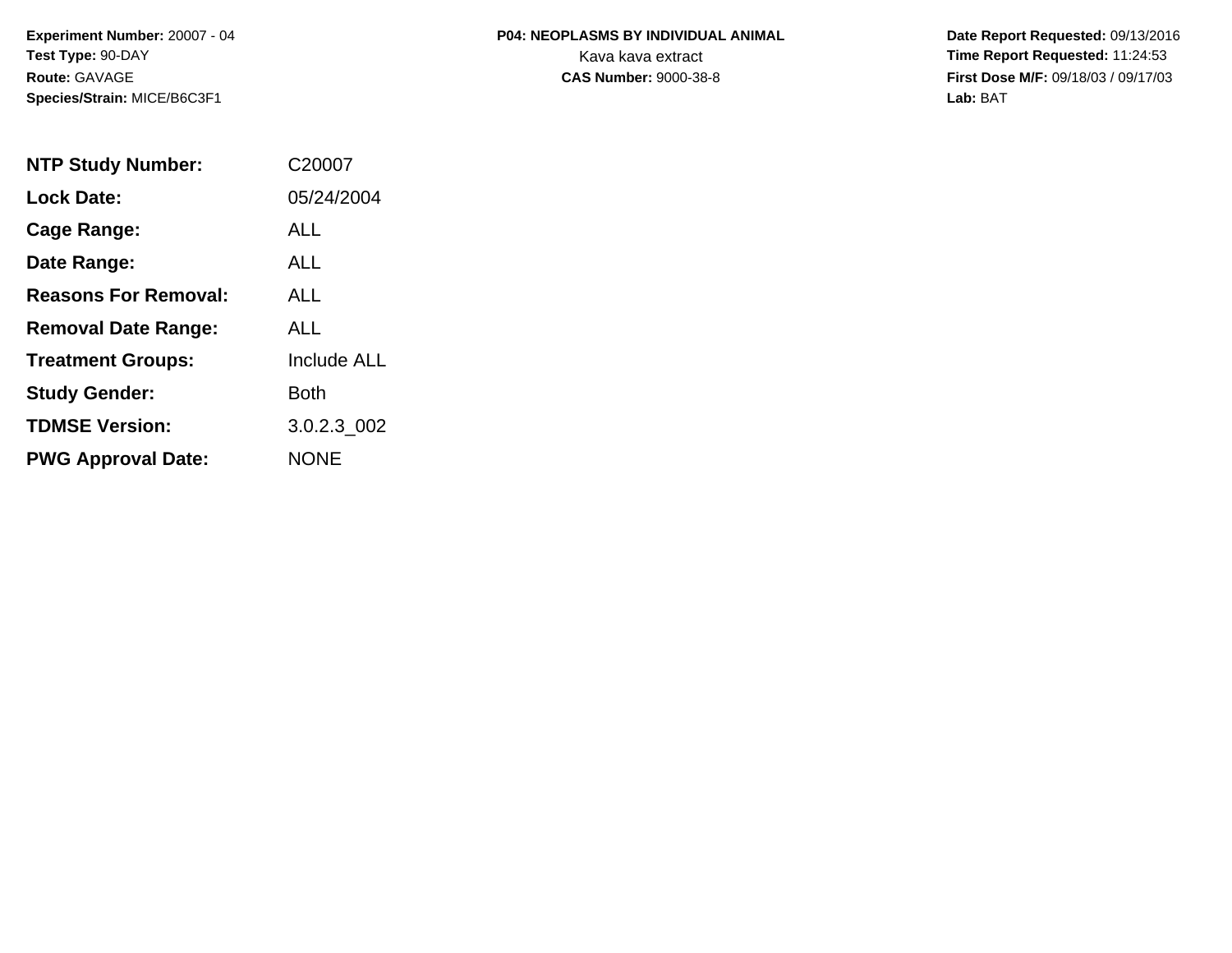**Experiment Number:** 20007 - 04
**Test Type:** 90-DAY
**Route:** GAVAGE
**Species/Strain:** MICE/B6C3F1

**P04: NEOPLASMS BY INDIVIDUAL ANIMAL**
Kava kava extract
**CAS Number:** 9000-38-8

**Date Report Requested:** 09/13/2016
**Time Report Requested:** 11:24:53
**First Dose M/F:** 09/18/03 / 09/17/03
**Lab:** BAT

| | |
|---|---|
| **NTP Study Number:** | C20007 |
| **Lock Date:** | 05/24/2004 |
| **Cage Range:** | ALL |
| **Date Range:** | ALL |
| **Reasons For Removal:** | ALL |
| **Removal Date Range:** | ALL |
| **Treatment Groups:** | Include ALL |
| **Study Gender:** | Both |
| **TDMSE Version:** | 3.0.2.3_002 |
| **PWG Approval Date:** | NONE |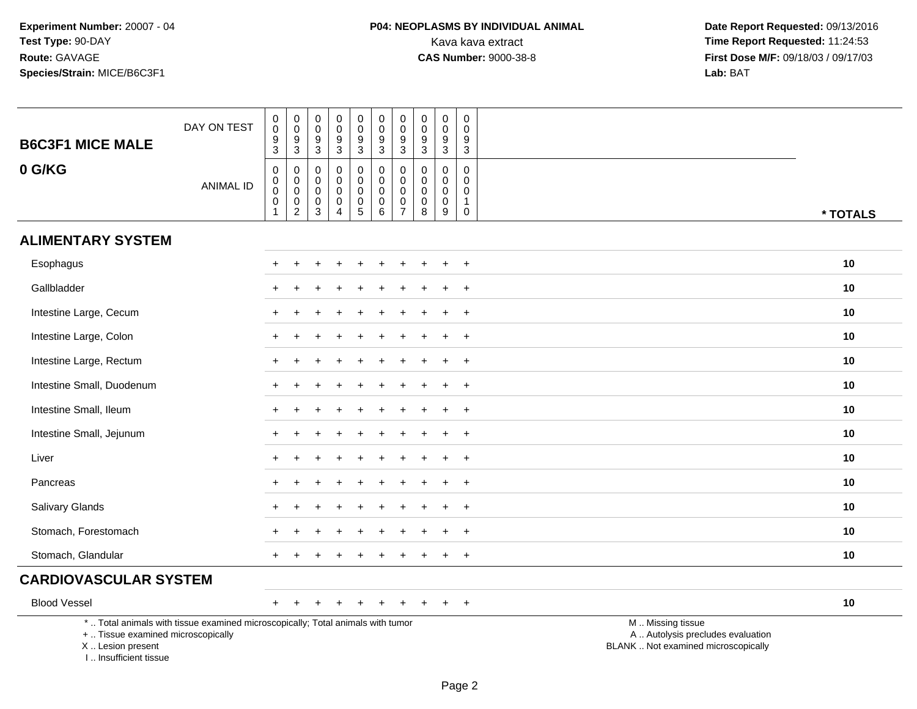**Experiment Number:** 20007 - 04
**Test Type:** 90-DAY
**Route:** GAVAGE
**Species/Strain:** MICE/B6C3F1

**P04: NEOPLASMS BY INDIVIDUAL ANIMAL**
Kava kava extract
**CAS Number:** 9000-38-8

**Date Report Requested:** 09/13/2016
**Time Report Requested:** 11:24:53
**First Dose M/F:** 09/18/03 / 09/17/03
**Lab:** BAT

## B6C3F1 MICE MALE

## 0 G/KG

| DAY ON TEST | 0093 | 0093 | 0093 | 0093 | 0093 | 0093 | 0093 | 0093 | 0093 | 0093 | |
|---|---|---|---|---|---|---|---|---|---|---|---|
| ANIMAL ID | 00001 | 00002 | 00003 | 00004 | 00005 | 00006 | 00007 | 00008 | 00009 | 00010 | * TOTALS |
| **ALIMENTARY SYSTEM** | | | | | | | | | | | |
| Esophagus | + | + | + | + | + | + | + | + | + | + | 10 |
| Gallbladder | + | + | + | + | + | + | + | + | + | + | 10 |
| Intestine Large, Cecum | + | + | + | + | + | + | + | + | + | + | 10 |
| Intestine Large, Colon | + | + | + | + | + | + | + | + | + | + | 10 |
| Intestine Large, Rectum | + | + | + | + | + | + | + | + | + | + | 10 |
| Intestine Small, Duodenum | + | + | + | + | + | + | + | + | + | + | 10 |
| Intestine Small, Ileum | + | + | + | + | + | + | + | + | + | + | 10 |
| Intestine Small, Jejunum | + | + | + | + | + | + | + | + | + | + | 10 |
| Liver | + | + | + | + | + | + | + | + | + | + | 10 |
| Pancreas | + | + | + | + | + | + | + | + | + | + | 10 |
| Salivary Glands | + | + | + | + | + | + | + | + | + | + | 10 |
| Stomach, Forestomach | + | + | + | + | + | + | + | + | + | + | 10 |
| Stomach, Glandular | + | + | + | + | + | + | + | + | + | + | 10 |
| **CARDIOVASCULAR SYSTEM** | | | | | | | | | | | |
| Blood Vessel | + | + | + | + | + | + | + | + | + | + | 10 |

* .. Total animals with tissue examined microscopically; Total animals with tumor
+ .. Tissue examined microscopically
X .. Lesion present
I .. Insufficient tissue

M .. Missing tissue
A .. Autolysis precludes evaluation
BLANK .. Not examined microscopically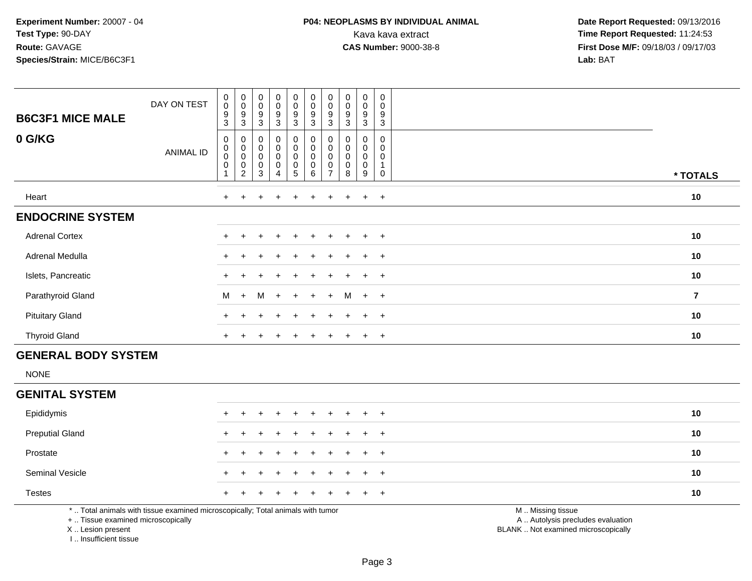**Experiment Number:** 20007 - 04
**Test Type:** 90-DAY
**Route:** GAVAGE
**Species/Strain:** MICE/B6C3F1

**P04: NEOPLASMS BY INDIVIDUAL ANIMAL**
Kava kava extract
**CAS Number:** 9000-38-8

**Date Report Requested:** 09/13/2016
**Time Report Requested:** 11:24:53
**First Dose M/F:** 09/18/03 / 09/17/03
**Lab:** BAT

| **B6C3F1 MICE MALE** DAY ON TEST | 0093 | 0093 | 0093 | 0093 | 0093 | 0093 | 0093 | 0093 | 0093 | 0093 | |
|---|---|---|---|---|---|---|---|---|---|---|---|
| **0 G/KG** ANIMAL ID | 00001 | 00002 | 00003 | 00004 | 00005 | 00006 | 00007 | 00008 | 00009 | 00010 | *** TOTALS** |
| Heart | + | + | + | + | + | + | + | + | + | + | **10** |
| **ENDOCRINE SYSTEM** | | | | | | | | | | | |
| Adrenal Cortex | + | + | + | + | + | + | + | + | + | + | **10** |
| Adrenal Medulla | + | + | + | + | + | + | + | + | + | + | **10** |
| Islets, Pancreatic | + | + | + | + | + | + | + | + | + | + | **10** |
| Parathyroid Gland | M | + | M | + | + | + | + | M | + | + | **7** |
| Pituitary Gland | + | + | + | + | + | + | + | + | + | + | **10** |
| Thyroid Gland | + | + | + | + | + | + | + | + | + | + | **10** |
| **GENERAL BODY SYSTEM** | | | | | | | | | | | |
| NONE | | | | | | | | | | | |
| **GENITAL SYSTEM** | | | | | | | | | | | |
| Epididymis | + | + | + | + | + | + | + | + | + | + | **10** |
| Preputial Gland | + | + | + | + | + | + | + | + | + | + | **10** |
| Prostate | + | + | + | + | + | + | + | + | + | + | **10** |
| Seminal Vesicle | + | + | + | + | + | + | + | + | + | + | **10** |
| Testes | + | + | + | + | + | + | + | + | + | + | **10** |

\* .. Total animals with tissue examined microscopically; Total animals with tumor
\+ .. Tissue examined microscopically
X .. Lesion present
I .. Insufficient tissue

M .. Missing tissue
A .. Autolysis precludes evaluation
BLANK .. Not examined microscopically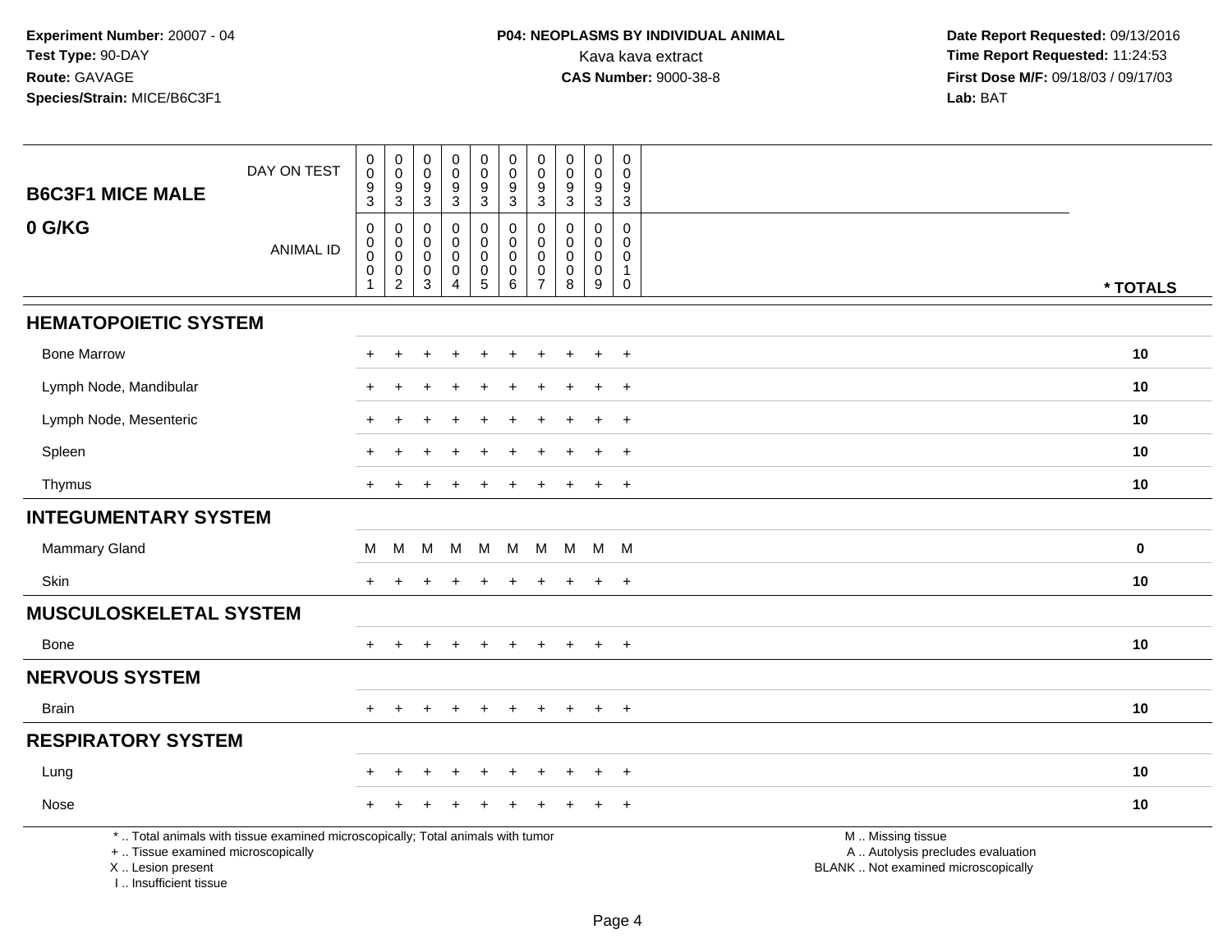Experiment Number: 20007 - 04
Test Type: 90-DAY
Route: GAVAGE
Species/Strain: MICE/B6C3F1

**P04: NEOPLASMS BY INDIVIDUAL ANIMAL**
Kava kava extract
**CAS Number:** 9000-38-8

Date Report Requested: 09/13/2016
Time Report Requested: 11:24:53
First Dose M/F: 09/18/03 / 09/17/03
Lab: BAT

| B6C3F1 MICE MALE — DAY ON TEST | 0093 | 0093 | 0093 | 0093 | 0093 | 0093 | 0093 | 0093 | 0093 | 0093 | |
|---|---|---|---|---|---|---|---|---|---|---|---|
| **0 G/KG** — ANIMAL ID | 00001 | 00002 | 00003 | 00004 | 00005 | 00006 | 00007 | 00008 | 00009 | 00010 | * TOTALS |
| **HEMATOPOIETIC SYSTEM** | | | | | | | | | | | |
| Bone Marrow | + | + | + | + | + | + | + | + | + | + | 10 |
| Lymph Node, Mandibular | + | + | + | + | + | + | + | + | + | + | 10 |
| Lymph Node, Mesenteric | + | + | + | + | + | + | + | + | + | + | 10 |
| Spleen | + | + | + | + | + | + | + | + | + | + | 10 |
| Thymus | + | + | + | + | + | + | + | + | + | + | 10 |
| **INTEGUMENTARY SYSTEM** | | | | | | | | | | | |
| Mammary Gland | M | M | M | M | M | M | M | M | M | M | 0 |
| Skin | + | + | + | + | + | + | + | + | + | + | 10 |
| **MUSCULOSKELETAL SYSTEM** | | | | | | | | | | | |
| Bone | + | + | + | + | + | + | + | + | + | + | 10 |
| **NERVOUS SYSTEM** | | | | | | | | | | | |
| Brain | + | + | + | + | + | + | + | + | + | + | 10 |
| **RESPIRATORY SYSTEM** | | | | | | | | | | | |
| Lung | + | + | + | + | + | + | + | + | + | + | 10 |
| Nose | + | + | + | + | + | + | + | + | + | + | 10 |

\* .. Total animals with tissue examined microscopically; Total animals with tumor
\+ .. Tissue examined microscopically
X .. Lesion present
I .. Insufficient tissue

M .. Missing tissue
A .. Autolysis precludes evaluation
BLANK .. Not examined microscopically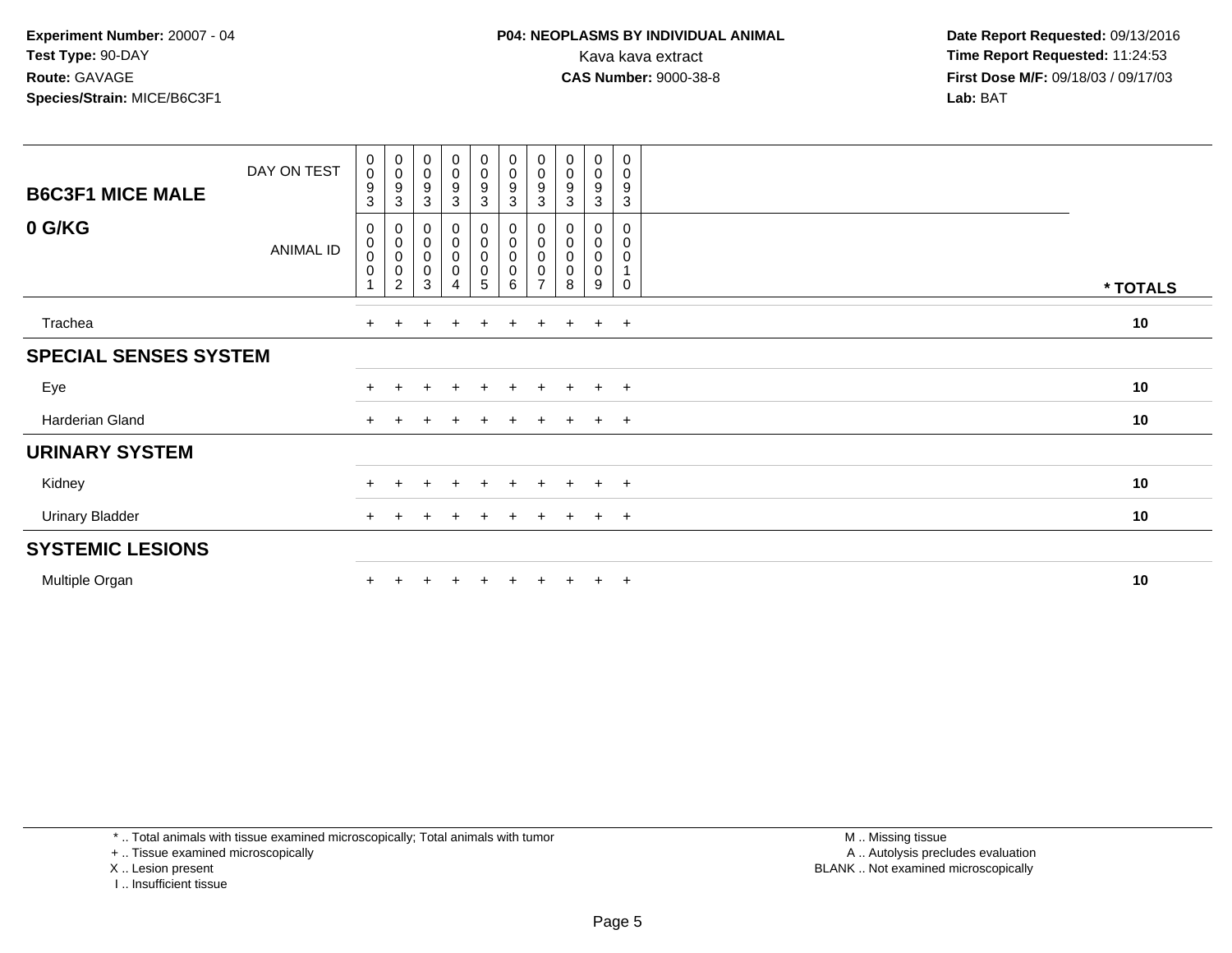**Experiment Number:** 20007 - 04
**Test Type:** 90-DAY
**Route:** GAVAGE
**Species/Strain:** MICE/B6C3F1

**P04: NEOPLASMS BY INDIVIDUAL ANIMAL**
Kava kava extract
**CAS Number:** 9000-38-8

**Date Report Requested:** 09/13/2016
**Time Report Requested:** 11:24:53
**First Dose M/F:** 09/18/03 / 09/17/03
**Lab:** BAT

| **B6C3F1 MICE MALE** DAY ON TEST | 0093 | 0093 | 0093 | 0093 | 0093 | 0093 | 0093 | 0093 | 0093 | 0093 | |
|---|---|---|---|---|---|---|---|---|---|---|---|
| **0 G/KG** ANIMAL ID | 0001 | 0002 | 0003 | 0004 | 0005 | 0006 | 0007 | 0008 | 0009 | 0010 | *** TOTALS** |
| Trachea | + | + | + | + | + | + | + | + | + | + | **10** |
| **SPECIAL SENSES SYSTEM** | | | | | | | | | | | |
| Eye | + | + | + | + | + | + | + | + | + | + | **10** |
| Harderian Gland | + | + | + | + | + | + | + | + | + | + | **10** |
| **URINARY SYSTEM** | | | | | | | | | | | |
| Kidney | + | + | + | + | + | + | + | + | + | + | **10** |
| Urinary Bladder | + | + | + | + | + | + | + | + | + | + | **10** |
| **SYSTEMIC LESIONS** | | | | | | | | | | | |
| Multiple Organ | + | + | + | + | + | + | + | + | + | + | **10** |

* .. Total animals with tissue examined microscopically; Total animals with tumor
+ .. Tissue examined microscopically
X .. Lesion present
I .. Insufficient tissue

M .. Missing tissue
A .. Autolysis precludes evaluation
BLANK .. Not examined microscopically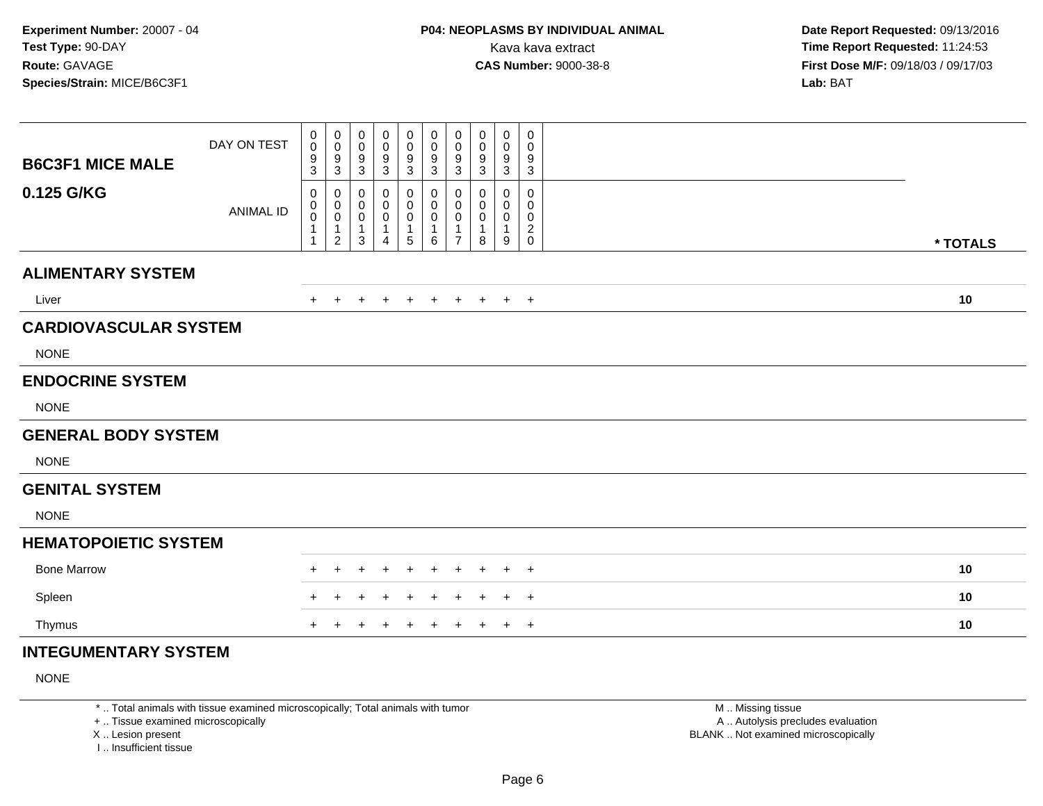**Experiment Number:** 20007 - 04
**Test Type:** 90-DAY
**Route:** GAVAGE
**Species/Strain:** MICE/B6C3F1

**P04: NEOPLASMS BY INDIVIDUAL ANIMAL**
Kava kava extract
**CAS Number:** 9000-38-8

**Date Report Requested:** 09/13/2016
**Time Report Requested:** 11:24:53
**First Dose M/F:** 09/18/03 / 09/17/03
**Lab:** BAT

| **B6C3F1 MICE MALE** / **0.125 G/KG** | | | | | | | | | | | |
|---|---|---|---|---|---|---|---|---|---|---|---|
| DAY ON TEST | 0093 | 0093 | 0093 | 0093 | 0093 | 0093 | 0093 | 0093 | 0093 | 0093 | |
| ANIMAL ID | 00011 | 00012 | 00013 | 00014 | 00015 | 00016 | 00017 | 00018 | 00019 | 00020 | * TOTALS |
| **ALIMENTARY SYSTEM** | | | | | | | | | | | |
| Liver | + | + | + | + | + | + | + | + | + | + | 10 |
| **CARDIOVASCULAR SYSTEM** | | | | | | | | | | | |
| NONE | | | | | | | | | | | |
| **ENDOCRINE SYSTEM** | | | | | | | | | | | |
| NONE | | | | | | | | | | | |
| **GENERAL BODY SYSTEM** | | | | | | | | | | | |
| NONE | | | | | | | | | | | |
| **GENITAL SYSTEM** | | | | | | | | | | | |
| NONE | | | | | | | | | | | |
| **HEMATOPOIETIC SYSTEM** | | | | | | | | | | | |
| Bone Marrow | + | + | + | + | + | + | + | + | + | + | 10 |
| Spleen | + | + | + | + | + | + | + | + | + | + | 10 |
| Thymus | + | + | + | + | + | + | + | + | + | + | 10 |
| **INTEGUMENTARY SYSTEM** | | | | | | | | | | | |
| NONE | | | | | | | | | | | |

* .. Total animals with tissue examined microscopically; Total animals with tumor
+ .. Tissue examined microscopically
X .. Lesion present
I .. Insufficient tissue

M .. Missing tissue
A .. Autolysis precludes evaluation
BLANK .. Not examined microscopically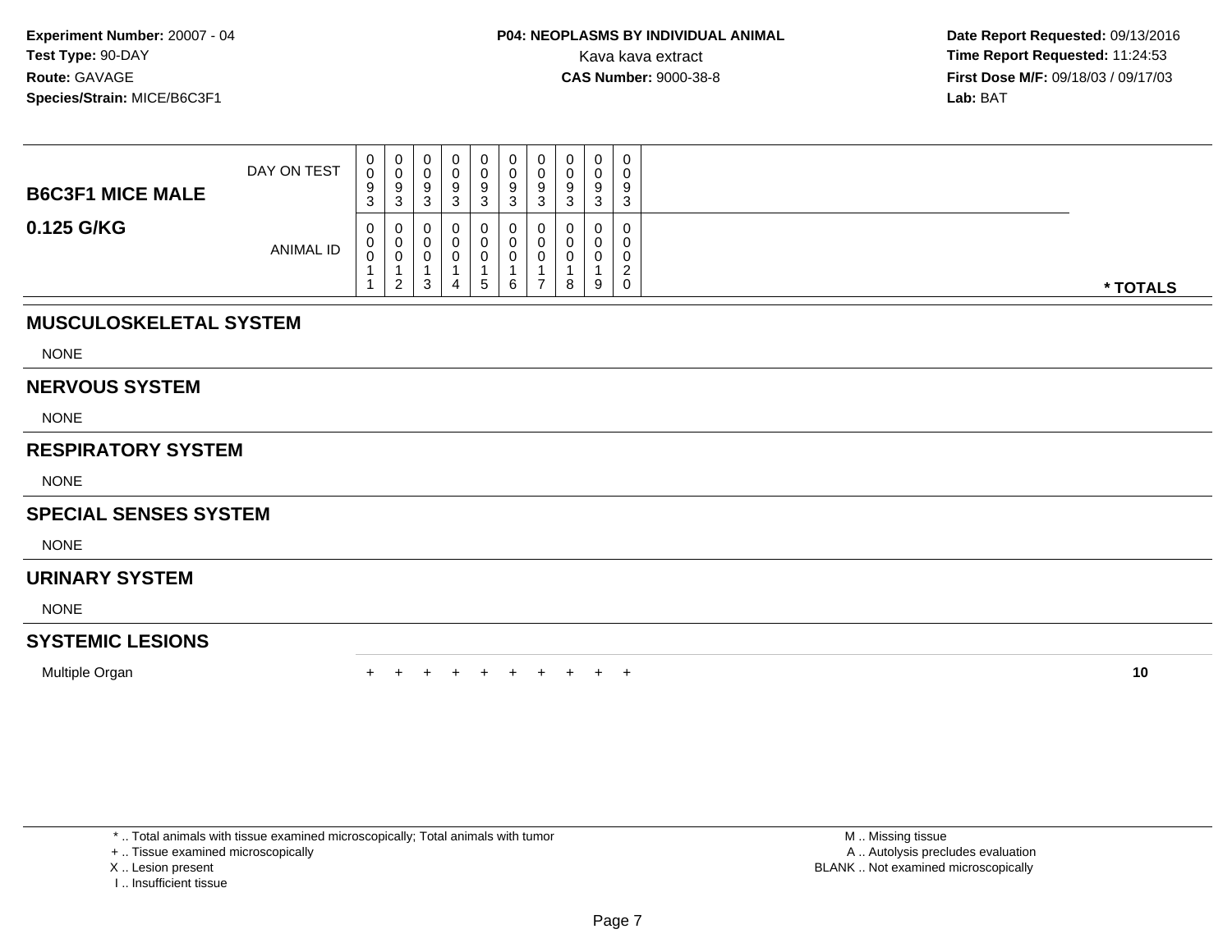**Experiment Number:** 20007 - 04
**Test Type:** 90-DAY
**Route:** GAVAGE
**Species/Strain:** MICE/B6C3F1

**P04: NEOPLASMS BY INDIVIDUAL ANIMAL**
Kava kava extract
**CAS Number:** 9000-38-8

**Date Report Requested:** 09/13/2016
**Time Report Requested:** 11:24:53
**First Dose M/F:** 09/18/03 / 09/17/03
**Lab:** BAT

| B6C3F1 MICE MALE 0.125 G/KG | | | | | | | | | | | |
|---|---|---|---|---|---|---|---|---|---|---|---|
| DAY ON TEST | 0093 | 0093 | 0093 | 0093 | 0093 | 0093 | 0093 | 0093 | 0093 | 0093 | |
| ANIMAL ID | 00011 | 00012 | 00013 | 00014 | 00015 | 00016 | 00017 | 00018 | 00019 | 00020 | * TOTALS |
| **MUSCULOSKELETAL SYSTEM** | | | | | | | | | | | |
| NONE | | | | | | | | | | | |
| **NERVOUS SYSTEM** | | | | | | | | | | | |
| NONE | | | | | | | | | | | |
| **RESPIRATORY SYSTEM** | | | | | | | | | | | |
| NONE | | | | | | | | | | | |
| **SPECIAL SENSES SYSTEM** | | | | | | | | | | | |
| NONE | | | | | | | | | | | |
| **URINARY SYSTEM** | | | | | | | | | | | |
| NONE | | | | | | | | | | | |
| **SYSTEMIC LESIONS** | | | | | | | | | | | |
| Multiple Organ | + | + | + | + | + | + | + | + | + | + | **10** |

\* .. Total animals with tissue examined microscopically; Total animals with tumor
\+ .. Tissue examined microscopically
X .. Lesion present
I .. Insufficient tissue

M .. Missing tissue
A .. Autolysis precludes evaluation
BLANK .. Not examined microscopically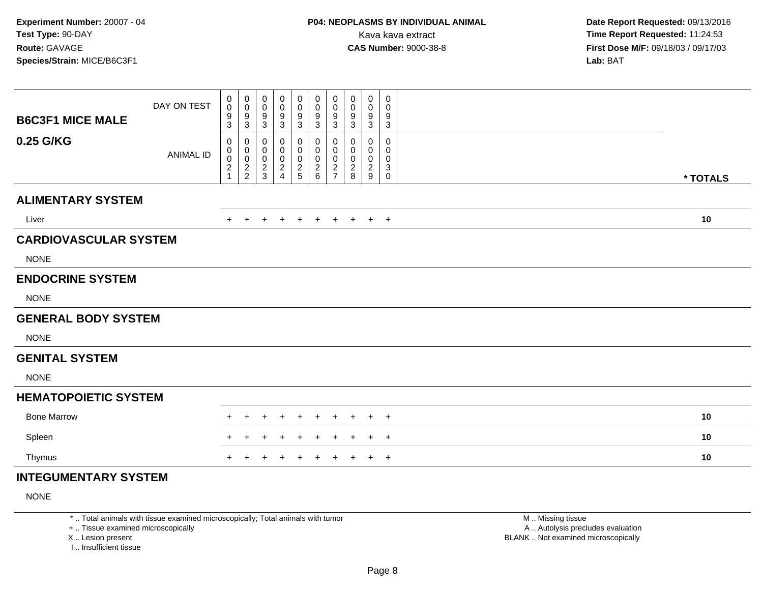**Experiment Number:** 20007 - 04
**Test Type:** 90-DAY
**Route:** GAVAGE
**Species/Strain:** MICE/B6C3F1

**P04: NEOPLASMS BY INDIVIDUAL ANIMAL**
Kava kava extract
**CAS Number:** 9000-38-8

**Date Report Requested:** 09/13/2016
**Time Report Requested:** 11:24:53
**First Dose M/F:** 09/18/03 / 09/17/03
**Lab:** BAT

| B6C3F1 MICE MALE 0.25 G/KG | | | | | | | | | | | |
|---|---|---|---|---|---|---|---|---|---|---|---|
| DAY ON TEST | 0093 | 0093 | 0093 | 0093 | 0093 | 0093 | 0093 | 0093 | 0093 | 0093 | |
| ANIMAL ID | 00021 | 00022 | 00023 | 00024 | 00025 | 00026 | 00027 | 00028 | 00029 | 00030 | * TOTALS |
| **ALIMENTARY SYSTEM** | | | | | | | | | | | |
| Liver | + | + | + | + | + | + | + | + | + | + | 10 |
| **CARDIOVASCULAR SYSTEM** | | | | | | | | | | | |
| NONE | | | | | | | | | | | |
| **ENDOCRINE SYSTEM** | | | | | | | | | | | |
| NONE | | | | | | | | | | | |
| **GENERAL BODY SYSTEM** | | | | | | | | | | | |
| NONE | | | | | | | | | | | |
| **GENITAL SYSTEM** | | | | | | | | | | | |
| NONE | | | | | | | | | | | |
| **HEMATOPOIETIC SYSTEM** | | | | | | | | | | | |
| Bone Marrow | + | + | + | + | + | + | + | + | + | + | 10 |
| Spleen | + | + | + | + | + | + | + | + | + | + | 10 |
| Thymus | + | + | + | + | + | + | + | + | + | + | 10 |
| **INTEGUMENTARY SYSTEM** | | | | | | | | | | | |
| NONE | | | | | | | | | | | |

* .. Total animals with tissue examined microscopically; Total animals with tumor
+ .. Tissue examined microscopically
X .. Lesion present
I .. Insufficient tissue

M .. Missing tissue
A .. Autolysis precludes evaluation
BLANK .. Not examined microscopically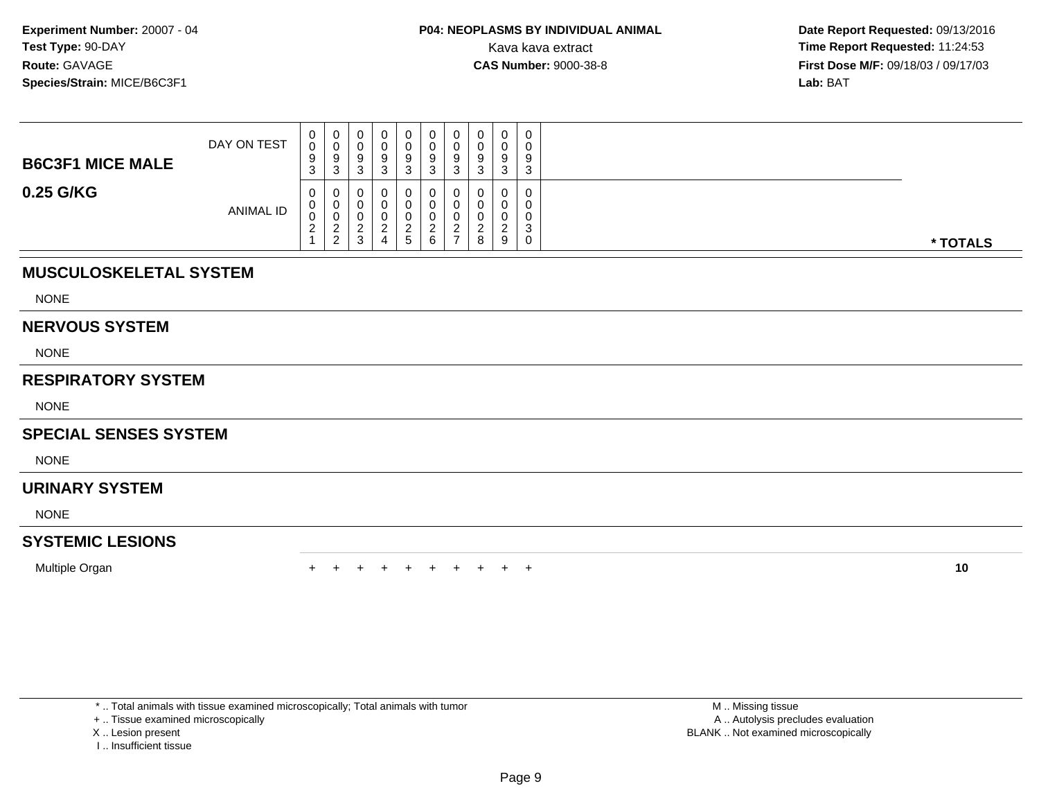**Experiment Number:** 20007 - 04
**Test Type:** 90-DAY
**Route:** GAVAGE
**Species/Strain:** MICE/B6C3F1

**P04: NEOPLASMS BY INDIVIDUAL ANIMAL**
Kava kava extract
**CAS Number:** 9000-38-8

**Date Report Requested:** 09/13/2016
**Time Report Requested:** 11:24:53
**First Dose M/F:** 09/18/03 / 09/17/03
**Lab:** BAT

| **B6C3F1 MICE MALE** DAY ON TEST | 0093 | 0093 | 0093 | 0093 | 0093 | 0093 | 0093 | 0093 | 0093 | 0093 | |
|---|---|---|---|---|---|---|---|---|---|---|---|
| **0.25 G/KG** ANIMAL ID | 00021 | 00022 | 00023 | 00024 | 00025 | 00026 | 00027 | 00028 | 00029 | 00030 | *** TOTALS** |
| **MUSCULOSKELETAL SYSTEM** | | | | | | | | | | | |
| NONE | | | | | | | | | | | |
| **NERVOUS SYSTEM** | | | | | | | | | | | |
| NONE | | | | | | | | | | | |
| **RESPIRATORY SYSTEM** | | | | | | | | | | | |
| NONE | | | | | | | | | | | |
| **SPECIAL SENSES SYSTEM** | | | | | | | | | | | |
| NONE | | | | | | | | | | | |
| **URINARY SYSTEM** | | | | | | | | | | | |
| NONE | | | | | | | | | | | |
| **SYSTEMIC LESIONS** | | | | | | | | | | | |
| Multiple Organ | + | + | + | + | + | + | + | + | + | + | **10** |

\* .. Total animals with tissue examined microscopically; Total animals with tumor
\+ .. Tissue examined microscopically
X .. Lesion present
I .. Insufficient tissue

M .. Missing tissue
A .. Autolysis precludes evaluation
BLANK .. Not examined microscopically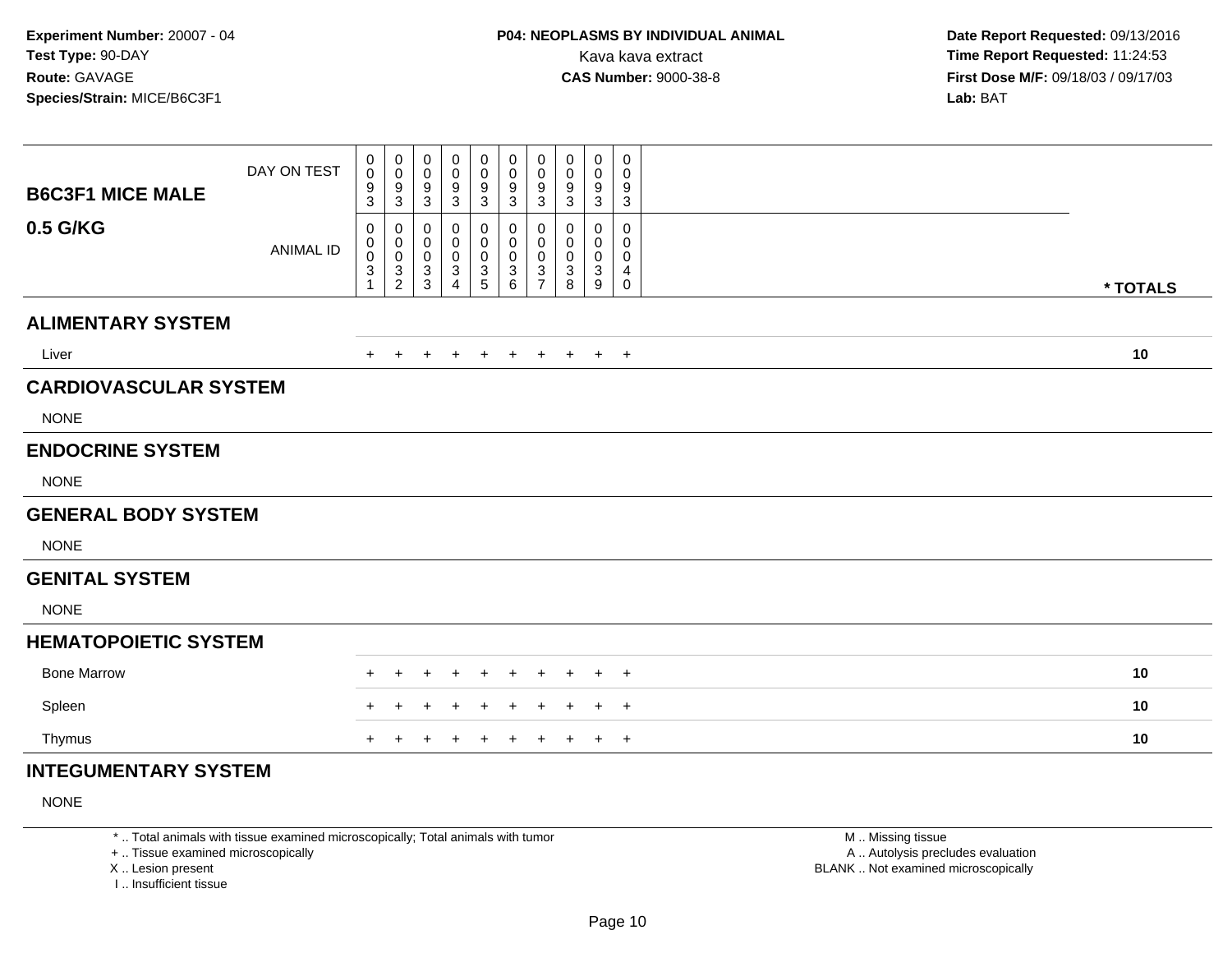**Experiment Number:** 20007 - 04
**Test Type:** 90-DAY
**Route:** GAVAGE
**Species/Strain:** MICE/B6C3F1

**P04: NEOPLASMS BY INDIVIDUAL ANIMAL**
Kava kava extract
**CAS Number:** 9000-38-8

**Date Report Requested:** 09/13/2016
**Time Report Requested:** 11:24:53
**First Dose M/F:** 09/18/03 / 09/17/03
**Lab:** BAT

| B6C3F1 MICE MALE 0.5 G/KG | | | | | | | | | | | |
|---|---|---|---|---|---|---|---|---|---|---|---|
| DAY ON TEST | 0093 | 0093 | 0093 | 0093 | 0093 | 0093 | 0093 | 0093 | 0093 | 0093 | |
| ANIMAL ID | 00031 | 00032 | 00033 | 00034 | 00035 | 00036 | 00037 | 00038 | 00039 | 00040 | * TOTALS |
| **ALIMENTARY SYSTEM** | | | | | | | | | | | |
| Liver | + | + | + | + | + | + | + | + | + | + | 10 |
| **CARDIOVASCULAR SYSTEM** | | | | | | | | | | | |
| NONE | | | | | | | | | | | |
| **ENDOCRINE SYSTEM** | | | | | | | | | | | |
| NONE | | | | | | | | | | | |
| **GENERAL BODY SYSTEM** | | | | | | | | | | | |
| NONE | | | | | | | | | | | |
| **GENITAL SYSTEM** | | | | | | | | | | | |
| NONE | | | | | | | | | | | |
| **HEMATOPOIETIC SYSTEM** | | | | | | | | | | | |
| Bone Marrow | + | + | + | + | + | + | + | + | + | + | 10 |
| Spleen | + | + | + | + | + | + | + | + | + | + | 10 |
| Thymus | + | + | + | + | + | + | + | + | + | + | 10 |
| **INTEGUMENTARY SYSTEM** | | | | | | | | | | | |
| NONE | | | | | | | | | | | |

\* .. Total animals with tissue examined microscopically; Total animals with tumor
\+ .. Tissue examined microscopically
X .. Lesion present
I .. Insufficient tissue

M .. Missing tissue
A .. Autolysis precludes evaluation
BLANK .. Not examined microscopically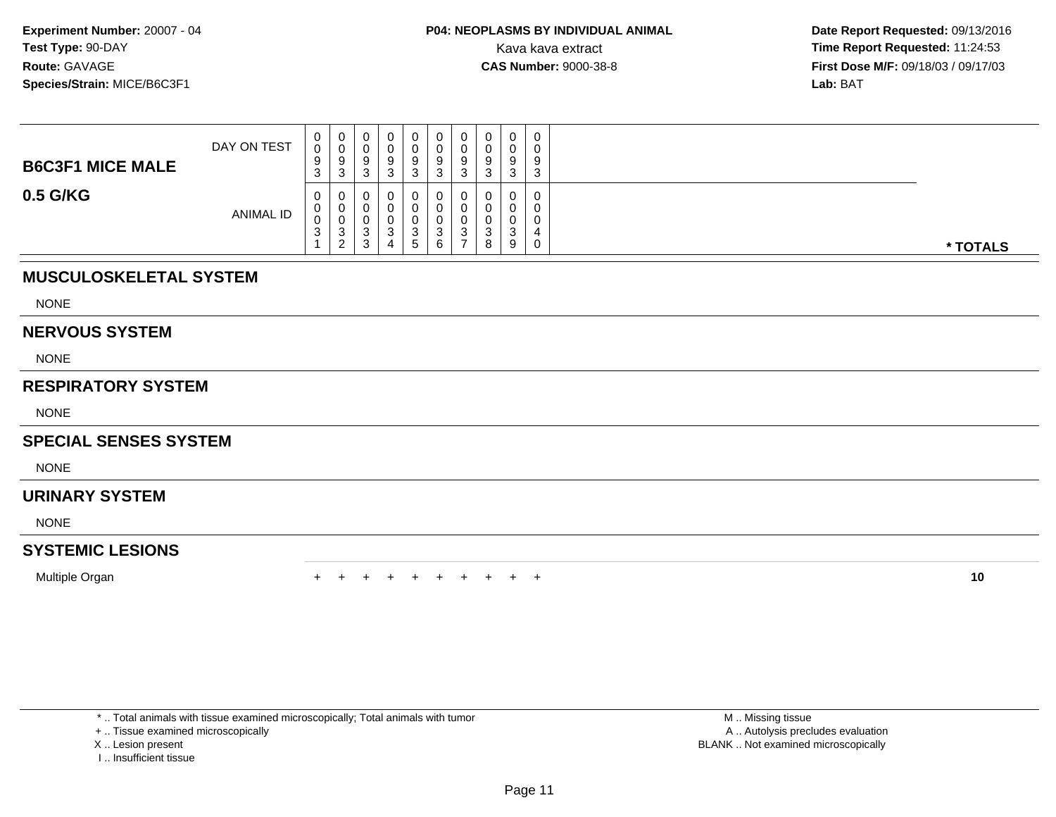Experiment Number: 20007 - 04
Test Type: 90-DAY
Route: GAVAGE
Species/Strain: MICE/B6C3F1

**P04: NEOPLASMS BY INDIVIDUAL ANIMAL**
Kava kava extract
**CAS Number:** 9000-38-8

Date Report Requested: 09/13/2016
Time Report Requested: 11:24:53
First Dose M/F: 09/18/03 / 09/17/03
Lab: BAT

| B6C3F1 MICE MALE 0.5 G/KG | | | | | | | | | | | |
|---|---|---|---|---|---|---|---|---|---|---|---|
| DAY ON TEST | 0093 | 0093 | 0093 | 0093 | 0093 | 0093 | 0093 | 0093 | 0093 | 0093 | |
| ANIMAL ID | 00031 | 00032 | 00033 | 00034 | 00035 | 00036 | 00037 | 00038 | 00039 | 00040 | * TOTALS |
| **MUSCULOSKELETAL SYSTEM** | | | | | | | | | | | |
| NONE | | | | | | | | | | | |
| **NERVOUS SYSTEM** | | | | | | | | | | | |
| NONE | | | | | | | | | | | |
| **RESPIRATORY SYSTEM** | | | | | | | | | | | |
| NONE | | | | | | | | | | | |
| **SPECIAL SENSES SYSTEM** | | | | | | | | | | | |
| NONE | | | | | | | | | | | |
| **URINARY SYSTEM** | | | | | | | | | | | |
| NONE | | | | | | | | | | | |
| **SYSTEMIC LESIONS** | | | | | | | | | | | |
| Multiple Organ | + | + | + | + | + | + | + | + | + | + | 10 |

* .. Total animals with tissue examined microscopically; Total animals with tumor
+ .. Tissue examined microscopically
X .. Lesion present
I .. Insufficient tissue

M .. Missing tissue
A .. Autolysis precludes evaluation
BLANK .. Not examined microscopically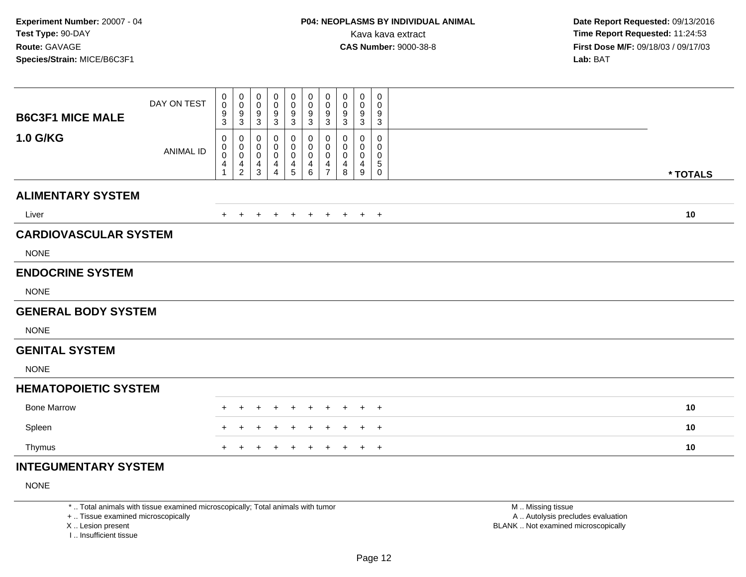**Experiment Number:** 20007 - 04
**Test Type:** 90-DAY
**Route:** GAVAGE
**Species/Strain:** MICE/B6C3F1

**P04: NEOPLASMS BY INDIVIDUAL ANIMAL**
Kava kava extract
**CAS Number:** 9000-38-8

**Date Report Requested:** 09/13/2016
**Time Report Requested:** 11:24:53
**First Dose M/F:** 09/18/03 / 09/17/03
**Lab:** BAT

| **B6C3F1 MICE MALE** **1.0 G/KG** | | | | | | | | | | | |
|---|---|---|---|---|---|---|---|---|---|---|---|
| DAY ON TEST | 0093 | 0093 | 0093 | 0093 | 0093 | 0093 | 0093 | 0093 | 0093 | 0093 | |
| ANIMAL ID | 00041 | 00042 | 00043 | 00044 | 00045 | 00046 | 00047 | 00048 | 00049 | 00050 | **\* TOTALS** |
| **ALIMENTARY SYSTEM** | | | | | | | | | | | |
| Liver | + | + | + | + | + | + | + | + | + | + | **10** |
| **CARDIOVASCULAR SYSTEM** | | | | | | | | | | | |
| NONE | | | | | | | | | | | |
| **ENDOCRINE SYSTEM** | | | | | | | | | | | |
| NONE | | | | | | | | | | | |
| **GENERAL BODY SYSTEM** | | | | | | | | | | | |
| NONE | | | | | | | | | | | |
| **GENITAL SYSTEM** | | | | | | | | | | | |
| NONE | | | | | | | | | | | |
| **HEMATOPOIETIC SYSTEM** | | | | | | | | | | | |
| Bone Marrow | + | + | + | + | + | + | + | + | + | + | **10** |
| Spleen | + | + | + | + | + | + | + | + | + | + | **10** |
| Thymus | + | + | + | + | + | + | + | + | + | + | **10** |
| **INTEGUMENTARY SYSTEM** | | | | | | | | | | | |
| NONE | | | | | | | | | | | |

\* .. Total animals with tissue examined microscopically; Total animals with tumor
\+ .. Tissue examined microscopically
X .. Lesion present
I .. Insufficient tissue

M .. Missing tissue
A .. Autolysis precludes evaluation
BLANK .. Not examined microscopically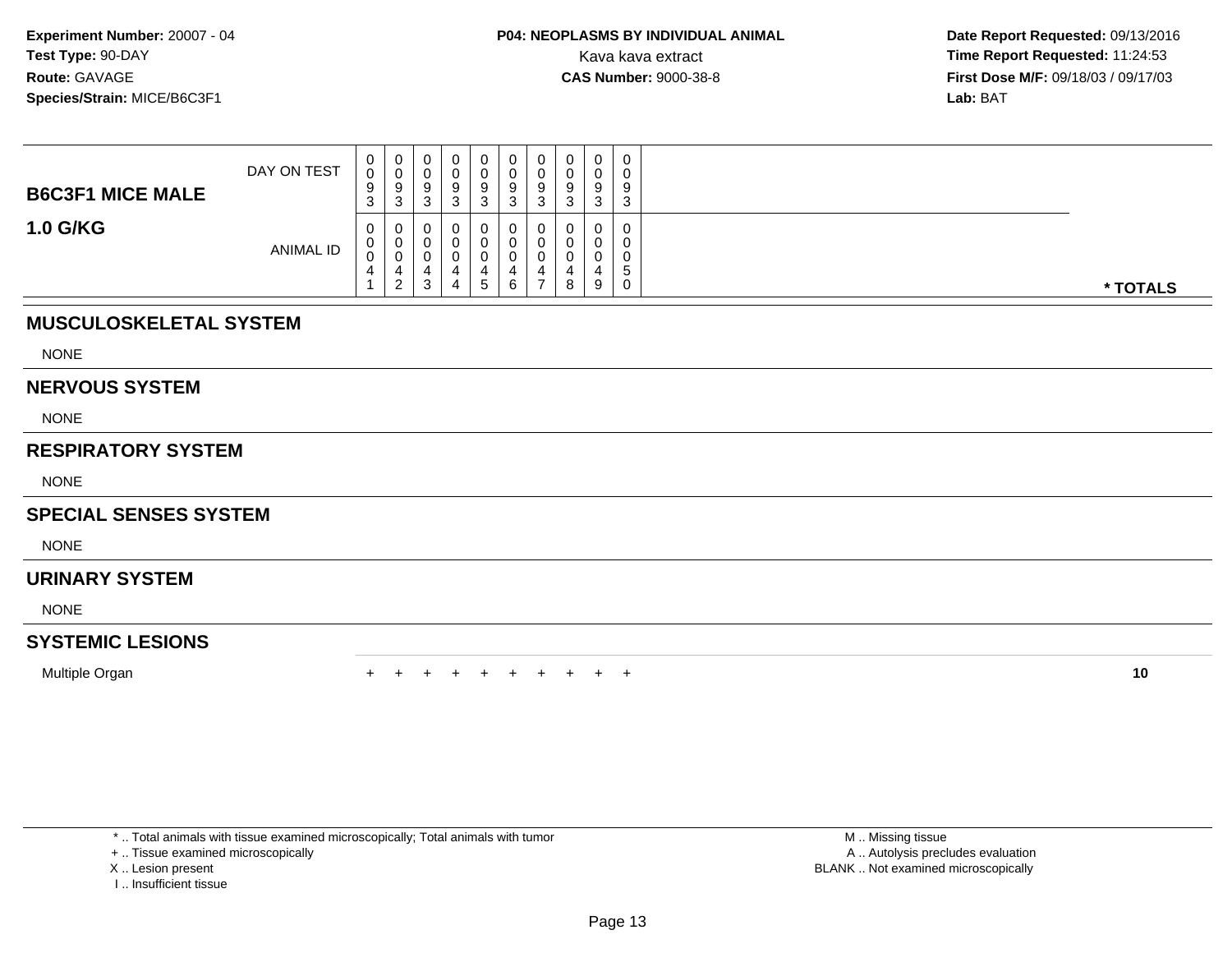**Experiment Number:** 20007 - 04
**Test Type:** 90-DAY
**Route:** GAVAGE
**Species/Strain:** MICE/B6C3F1

**P04: NEOPLASMS BY INDIVIDUAL ANIMAL**
Kava kava extract
**CAS Number:** 9000-38-8

**Date Report Requested:** 09/13/2016
**Time Report Requested:** 11:24:53
**First Dose M/F:** 09/18/03 / 09/17/03
**Lab:** BAT

| **B6C3F1 MICE MALE** **1.0 G/KG** | | | | | | | | | | | |
|---|---|---|---|---|---|---|---|---|---|---|---|
| DAY ON TEST | 0093 | 0093 | 0093 | 0093 | 0093 | 0093 | 0093 | 0093 | 0093 | 0093 | |
| ANIMAL ID | 00041 | 00042 | 00043 | 00044 | 00045 | 00046 | 00047 | 00048 | 00049 | 00050 | * TOTALS |
| **MUSCULOSKELETAL SYSTEM** | | | | | | | | | | | |
| NONE | | | | | | | | | | | |
| **NERVOUS SYSTEM** | | | | | | | | | | | |
| NONE | | | | | | | | | | | |
| **RESPIRATORY SYSTEM** | | | | | | | | | | | |
| NONE | | | | | | | | | | | |
| **SPECIAL SENSES SYSTEM** | | | | | | | | | | | |
| NONE | | | | | | | | | | | |
| **URINARY SYSTEM** | | | | | | | | | | | |
| NONE | | | | | | | | | | | |
| **SYSTEMIC LESIONS** | | | | | | | | | | | |
| Multiple Organ | + | + | + | + | + | + | + | + | + | + | **10** |

* .. Total animals with tissue examined microscopically; Total animals with tumor
+ .. Tissue examined microscopically
X .. Lesion present
I .. Insufficient tissue

M .. Missing tissue
A .. Autolysis precludes evaluation
BLANK .. Not examined microscopically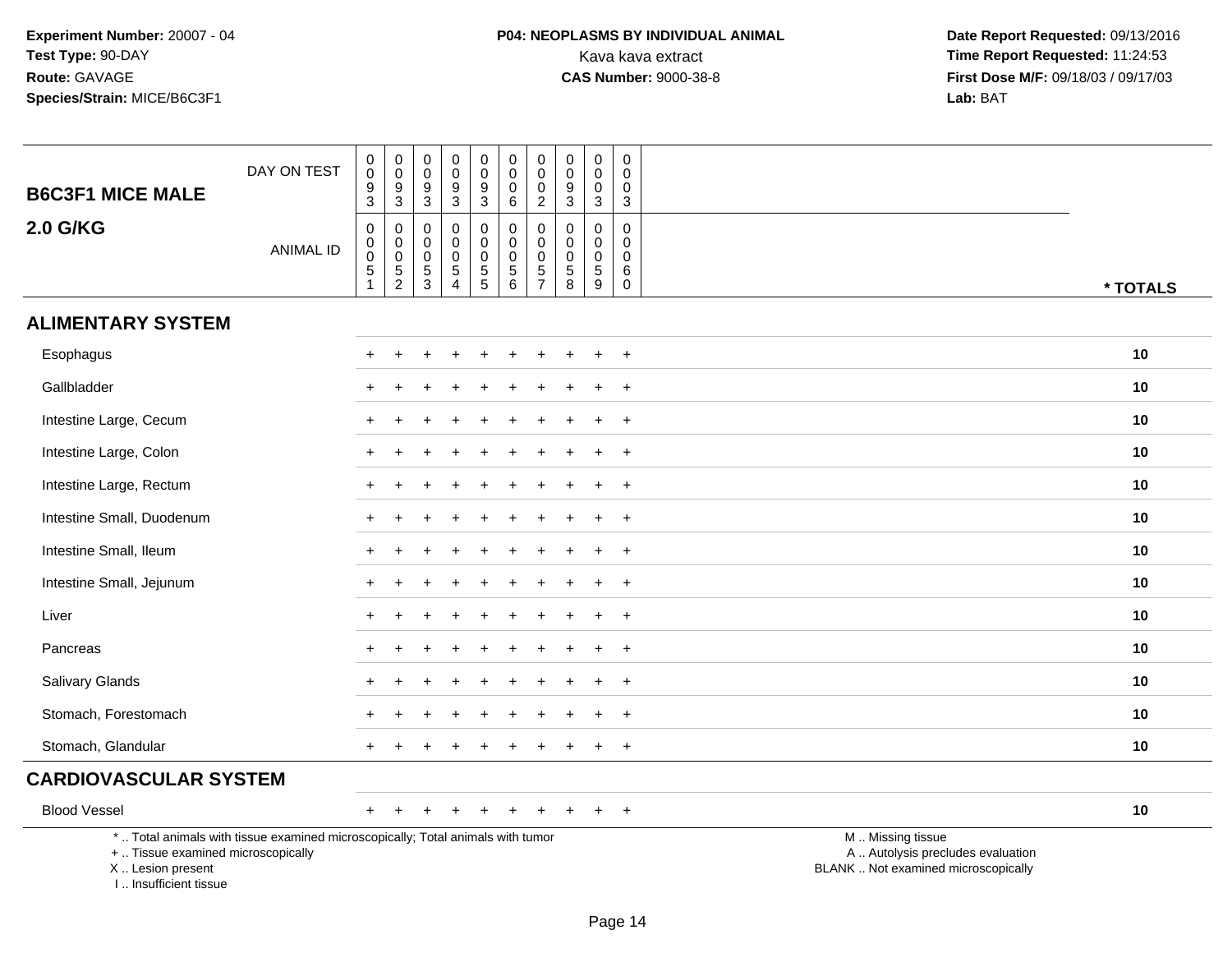**Experiment Number:** 20007 - 04
**Test Type:** 90-DAY
**Route:** GAVAGE
**Species/Strain:** MICE/B6C3F1

**P04: NEOPLASMS BY INDIVIDUAL ANIMAL**
Kava kava extract
**CAS Number:** 9000-38-8

**Date Report Requested:** 09/13/2016
**Time Report Requested:** 11:24:53
**First Dose M/F:** 09/18/03 / 09/17/03
**Lab:** BAT

| B6C3F1 MICE MALE 2.0 G/KG | | | | | | | | | | | |
|---|---|---|---|---|---|---|---|---|---|---|---|
| DAY ON TEST | 0093 | 0093 | 0093 | 0093 | 0093 | 0006 | 0002 | 0093 | 0003 | 0003 | |
| ANIMAL ID | 00051 | 00052 | 00053 | 00054 | 00055 | 00056 | 00057 | 00058 | 00059 | 00060 | * TOTALS |
| **ALIMENTARY SYSTEM** | | | | | | | | | | | |
| Esophagus | + | + | + | + | + | + | + | + | + | + | 10 |
| Gallbladder | + | + | + | + | + | + | + | + | + | + | 10 |
| Intestine Large, Cecum | + | + | + | + | + | + | + | + | + | + | 10 |
| Intestine Large, Colon | + | + | + | + | + | + | + | + | + | + | 10 |
| Intestine Large, Rectum | + | + | + | + | + | + | + | + | + | + | 10 |
| Intestine Small, Duodenum | + | + | + | + | + | + | + | + | + | + | 10 |
| Intestine Small, Ileum | + | + | + | + | + | + | + | + | + | + | 10 |
| Intestine Small, Jejunum | + | + | + | + | + | + | + | + | + | + | 10 |
| Liver | + | + | + | + | + | + | + | + | + | + | 10 |
| Pancreas | + | + | + | + | + | + | + | + | + | + | 10 |
| Salivary Glands | + | + | + | + | + | + | + | + | + | + | 10 |
| Stomach, Forestomach | + | + | + | + | + | + | + | + | + | + | 10 |
| Stomach, Glandular | + | + | + | + | + | + | + | + | + | + | 10 |
| **CARDIOVASCULAR SYSTEM** | | | | | | | | | | | |
| Blood Vessel | + | + | + | + | + | + | + | + | + | + | 10 |

* .. Total animals with tissue examined microscopically; Total animals with tumor
+ .. Tissue examined microscopically
X .. Lesion present
I .. Insufficient tissue

M .. Missing tissue
A .. Autolysis precludes evaluation
BLANK .. Not examined microscopically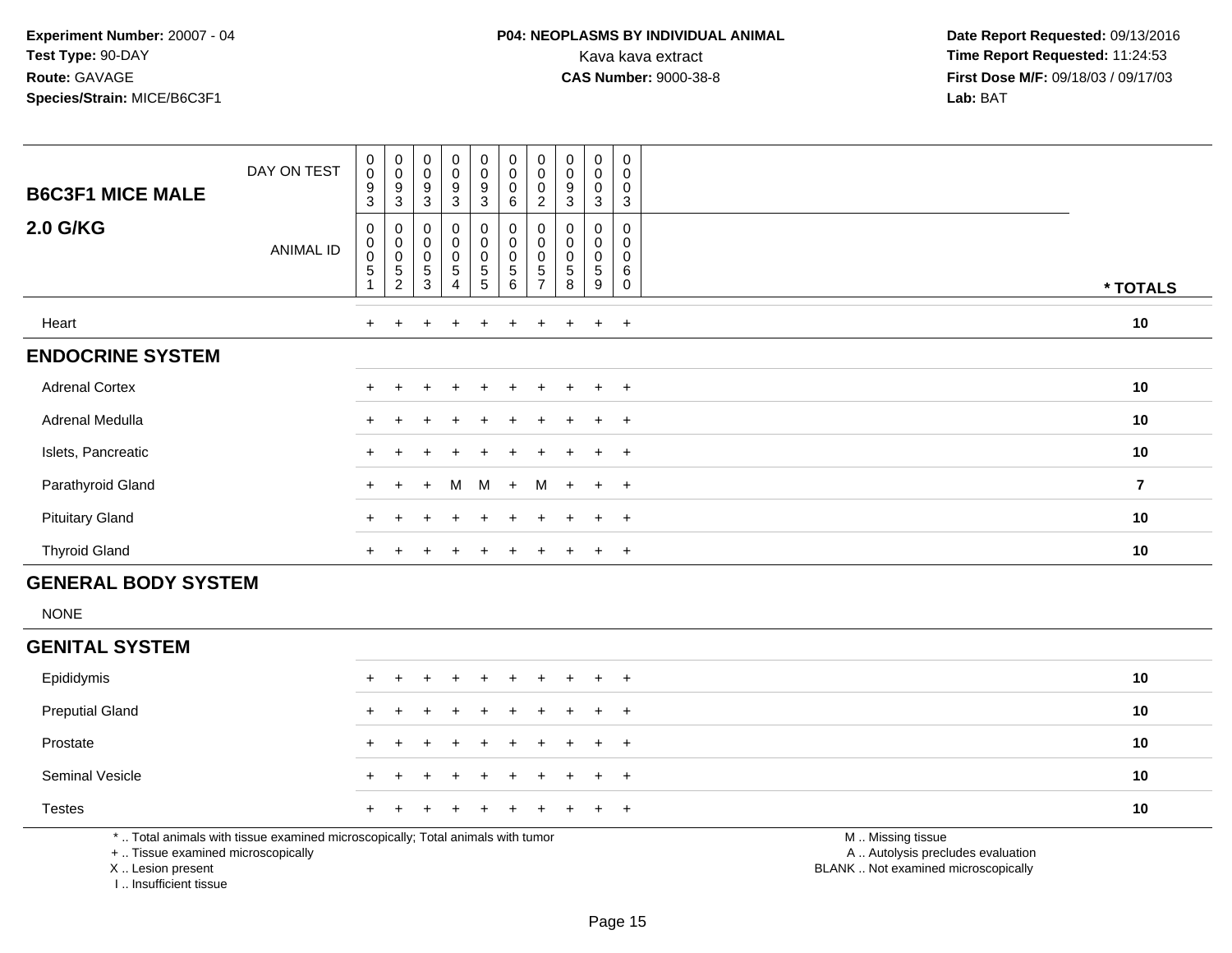**Experiment Number:** 20007 - 04
**Test Type:** 90-DAY
**Route:** GAVAGE
**Species/Strain:** MICE/B6C3F1

**P04: NEOPLASMS BY INDIVIDUAL ANIMAL**
Kava kava extract
**CAS Number:** 9000-38-8

**Date Report Requested:** 09/13/2016
**Time Report Requested:** 11:24:53
**First Dose M/F:** 09/18/03 / 09/17/03
**Lab:** BAT

| **B6C3F1 MICE MALE** DAY ON TEST | 0093 | 0093 | 0093 | 0093 | 0093 | 0006 | 0002 | 0093 | 0003 | 0003 | |
|---|---|---|---|---|---|---|---|---|---|---|---|
| **2.0 G/KG** ANIMAL ID | 00051 | 00052 | 00053 | 00054 | 00055 | 00056 | 00057 | 00058 | 00059 | 00060 | *** TOTALS** |
| Heart | + | + | + | + | + | + | + | + | + | + | **10** |
| **ENDOCRINE SYSTEM** | | | | | | | | | | | |
| Adrenal Cortex | + | + | + | + | + | + | + | + | + | + | **10** |
| Adrenal Medulla | + | + | + | + | + | + | + | + | + | + | **10** |
| Islets, Pancreatic | + | + | + | + | + | + | + | + | + | + | **10** |
| Parathyroid Gland | + | + | + | M | M | + | M | + | + | + | **7** |
| Pituitary Gland | + | + | + | + | + | + | + | + | + | + | **10** |
| Thyroid Gland | + | + | + | + | + | + | + | + | + | + | **10** |
| **GENERAL BODY SYSTEM** | | | | | | | | | | | |
| NONE | | | | | | | | | | | |
| **GENITAL SYSTEM** | | | | | | | | | | | |
| Epididymis | + | + | + | + | + | + | + | + | + | + | **10** |
| Preputial Gland | + | + | + | + | + | + | + | + | + | + | **10** |
| Prostate | + | + | + | + | + | + | + | + | + | + | **10** |
| Seminal Vesicle | + | + | + | + | + | + | + | + | + | + | **10** |
| Testes | + | + | + | + | + | + | + | + | + | + | **10** |

* .. Total animals with tissue examined microscopically; Total animals with tumor
+ .. Tissue examined microscopically
X .. Lesion present
I .. Insufficient tissue

M .. Missing tissue
A .. Autolysis precludes evaluation
BLANK .. Not examined microscopically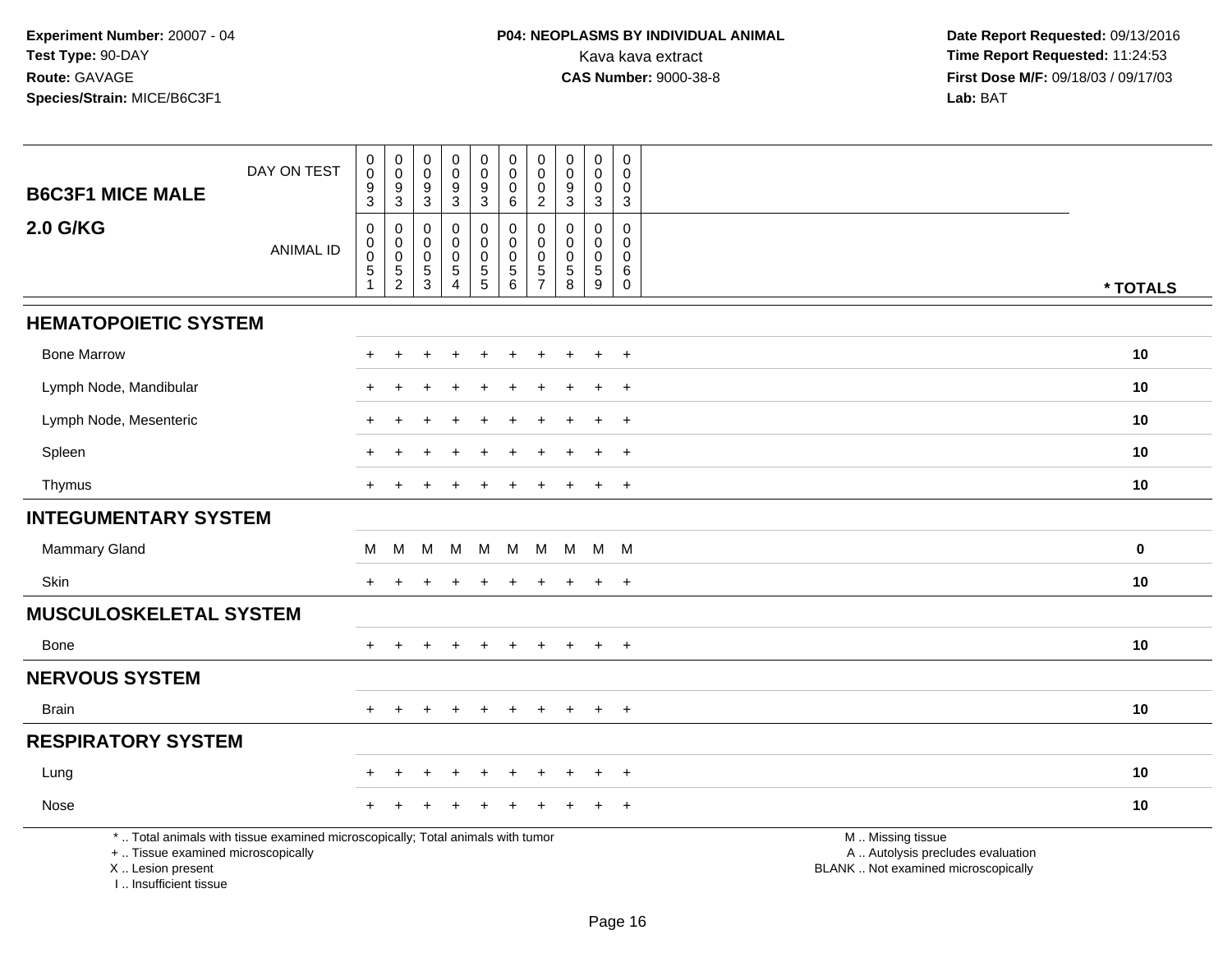**Experiment Number:** 20007 - 04
**Test Type:** 90-DAY
**Route:** GAVAGE
**Species/Strain:** MICE/B6C3F1

**P04: NEOPLASMS BY INDIVIDUAL ANIMAL**
Kava kava extract
**CAS Number:** 9000-38-8

**Date Report Requested:** 09/13/2016
**Time Report Requested:** 11:24:53
**First Dose M/F:** 09/18/03 / 09/17/03
**Lab:** BAT

| B6C3F1 MICE MALE / 2.0 G/KG | | | | | | | | | | | |
|---|---|---|---|---|---|---|---|---|---|---|---|
| DAY ON TEST | 0093 | 0093 | 0093 | 0093 | 0093 | 0006 | 0002 | 0093 | 0003 | 0003 | |
| ANIMAL ID | 00051 | 00052 | 00053 | 00054 | 00055 | 00056 | 00057 | 00058 | 00059 | 00060 | * TOTALS |
| **HEMATOPOIETIC SYSTEM** | | | | | | | | | | | |
| Bone Marrow | + | + | + | + | + | + | + | + | + | + | 10 |
| Lymph Node, Mandibular | + | + | + | + | + | + | + | + | + | + | 10 |
| Lymph Node, Mesenteric | + | + | + | + | + | + | + | + | + | + | 10 |
| Spleen | + | + | + | + | + | + | + | + | + | + | 10 |
| Thymus | + | + | + | + | + | + | + | + | + | + | 10 |
| **INTEGUMENTARY SYSTEM** | | | | | | | | | | | |
| Mammary Gland | M | M | M | M | M | M | M | M | M | M | 0 |
| Skin | + | + | + | + | + | + | + | + | + | + | 10 |
| **MUSCULOSKELETAL SYSTEM** | | | | | | | | | | | |
| Bone | + | + | + | + | + | + | + | + | + | + | 10 |
| **NERVOUS SYSTEM** | | | | | | | | | | | |
| Brain | + | + | + | + | + | + | + | + | + | + | 10 |
| **RESPIRATORY SYSTEM** | | | | | | | | | | | |
| Lung | + | + | + | + | + | + | + | + | + | + | 10 |
| Nose | + | + | + | + | + | + | + | + | + | + | 10 |

* .. Total animals with tissue examined microscopically; Total animals with tumor
+ .. Tissue examined microscopically
X .. Lesion present
I .. Insufficient tissue

M .. Missing tissue
A .. Autolysis precludes evaluation
BLANK .. Not examined microscopically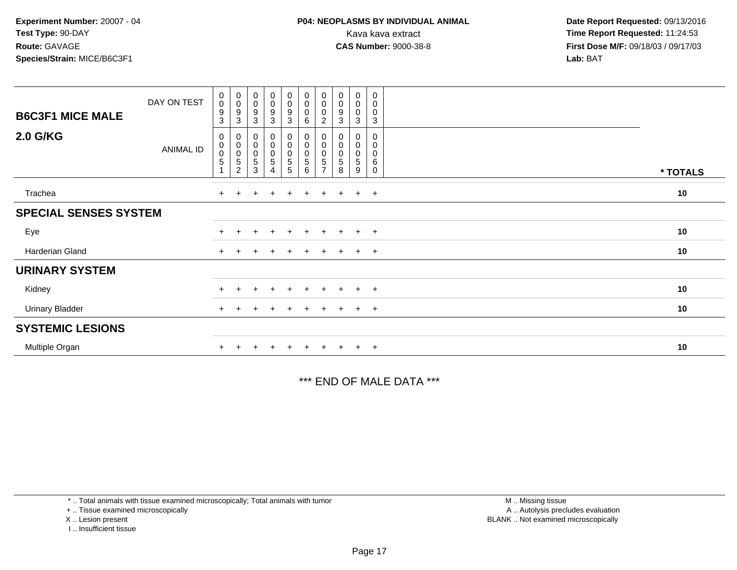**Experiment Number:** 20007 - 04
**Test Type:** 90-DAY
**Route:** GAVAGE
**Species/Strain:** MICE/B6C3F1

**P04: NEOPLASMS BY INDIVIDUAL ANIMAL**
Kava kava extract
**CAS Number:** 9000-38-8

**Date Report Requested:** 09/13/2016
**Time Report Requested:** 11:24:53
**First Dose M/F:** 09/18/03 / 09/17/03
**Lab:** BAT

| **B6C3F1 MICE MALE** DAY ON TEST | 0093 | 0093 | 0093 | 0093 | 0093 | 0006 | 0002 | 0093 | 0003 | 0003 | |
|---|---|---|---|---|---|---|---|---|---|---|---|
| **2.0 G/KG** ANIMAL ID | 00051 | 00052 | 00053 | 00054 | 00055 | 00056 | 00057 | 00058 | 00059 | 00060 | *** TOTALS** |
| Trachea | + | + | + | + | + | + | + | + | + | + | **10** |
| **SPECIAL SENSES SYSTEM** | | | | | | | | | | | |
| Eye | + | + | + | + | + | + | + | + | + | + | **10** |
| Harderian Gland | + | + | + | + | + | + | + | + | + | + | **10** |
| **URINARY SYSTEM** | | | | | | | | | | | |
| Kidney | + | + | + | + | + | + | + | + | + | + | **10** |
| Urinary Bladder | + | + | + | + | + | + | + | + | + | + | **10** |
| **SYSTEMIC LESIONS** | | | | | | | | | | | |
| Multiple Organ | + | + | + | + | + | + | + | + | + | + | **10** |

*** END OF MALE DATA ***

* .. Total animals with tissue examined microscopically; Total animals with tumor
+ .. Tissue examined microscopically
X .. Lesion present
I .. Insufficient tissue

M .. Missing tissue
A .. Autolysis precludes evaluation
BLANK .. Not examined microscopically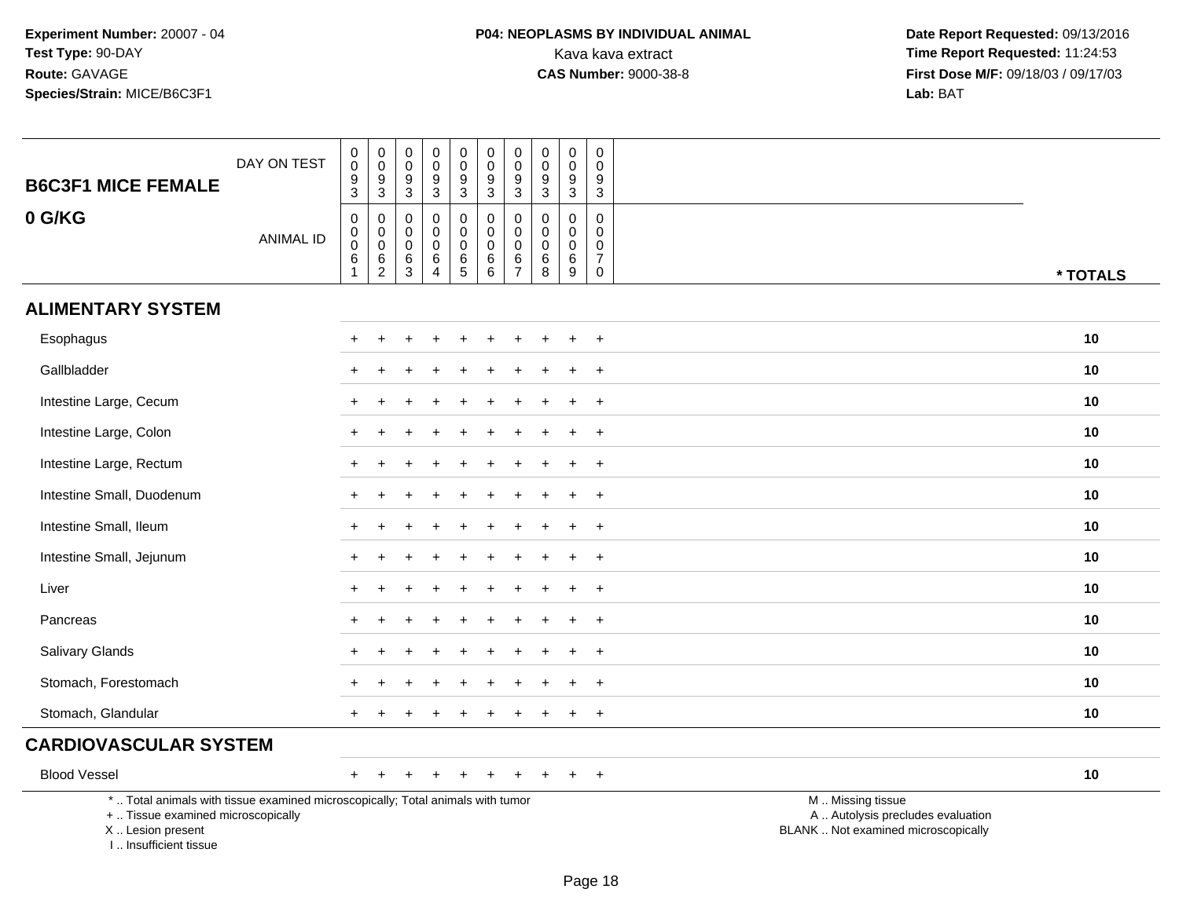**Experiment Number:** 20007 - 04
**Test Type:** 90-DAY
**Route:** GAVAGE
**Species/Strain:** MICE/B6C3F1

**P04: NEOPLASMS BY INDIVIDUAL ANIMAL**
Kava kava extract
**CAS Number:** 9000-38-8

**Date Report Requested:** 09/13/2016
**Time Report Requested:** 11:24:53
**First Dose M/F:** 09/18/03 / 09/17/03
**Lab:** BAT

| B6C3F1 MICE FEMALE<br>0 G/KG | DAY ON TEST | 0093 | 0093 | 0093 | 0093 | 0093 | 0093 | 0093 | 0093 | 0093 | 0093 | |
|---|---|---|---|---|---|---|---|---|---|---|---|---|
| | ANIMAL ID | 00061 | 00062 | 00063 | 00064 | 00065 | 00066 | 00067 | 00068 | 00069 | 00070 | * TOTALS |
| **ALIMENTARY SYSTEM** | | | | | | | | | | | | |
| Esophagus | | + | + | + | + | + | + | + | + | + | + | 10 |
| Gallbladder | | + | + | + | + | + | + | + | + | + | + | 10 |
| Intestine Large, Cecum | | + | + | + | + | + | + | + | + | + | + | 10 |
| Intestine Large, Colon | | + | + | + | + | + | + | + | + | + | + | 10 |
| Intestine Large, Rectum | | + | + | + | + | + | + | + | + | + | + | 10 |
| Intestine Small, Duodenum | | + | + | + | + | + | + | + | + | + | + | 10 |
| Intestine Small, Ileum | | + | + | + | + | + | + | + | + | + | + | 10 |
| Intestine Small, Jejunum | | + | + | + | + | + | + | + | + | + | + | 10 |
| Liver | | + | + | + | + | + | + | + | + | + | + | 10 |
| Pancreas | | + | + | + | + | + | + | + | + | + | + | 10 |
| Salivary Glands | | + | + | + | + | + | + | + | + | + | + | 10 |
| Stomach, Forestomach | | + | + | + | + | + | + | + | + | + | + | 10 |
| Stomach, Glandular | | + | + | + | + | + | + | + | + | + | + | 10 |
| **CARDIOVASCULAR SYSTEM** | | | | | | | | | | | | |
| Blood Vessel | | + | + | + | + | + | + | + | + | + | + | 10 |

\* .. Total animals with tissue examined microscopically; Total animals with tumor
\+ .. Tissue examined microscopically
X .. Lesion present
I .. Insufficient tissue

M .. Missing tissue
A .. Autolysis precludes evaluation
BLANK .. Not examined microscopically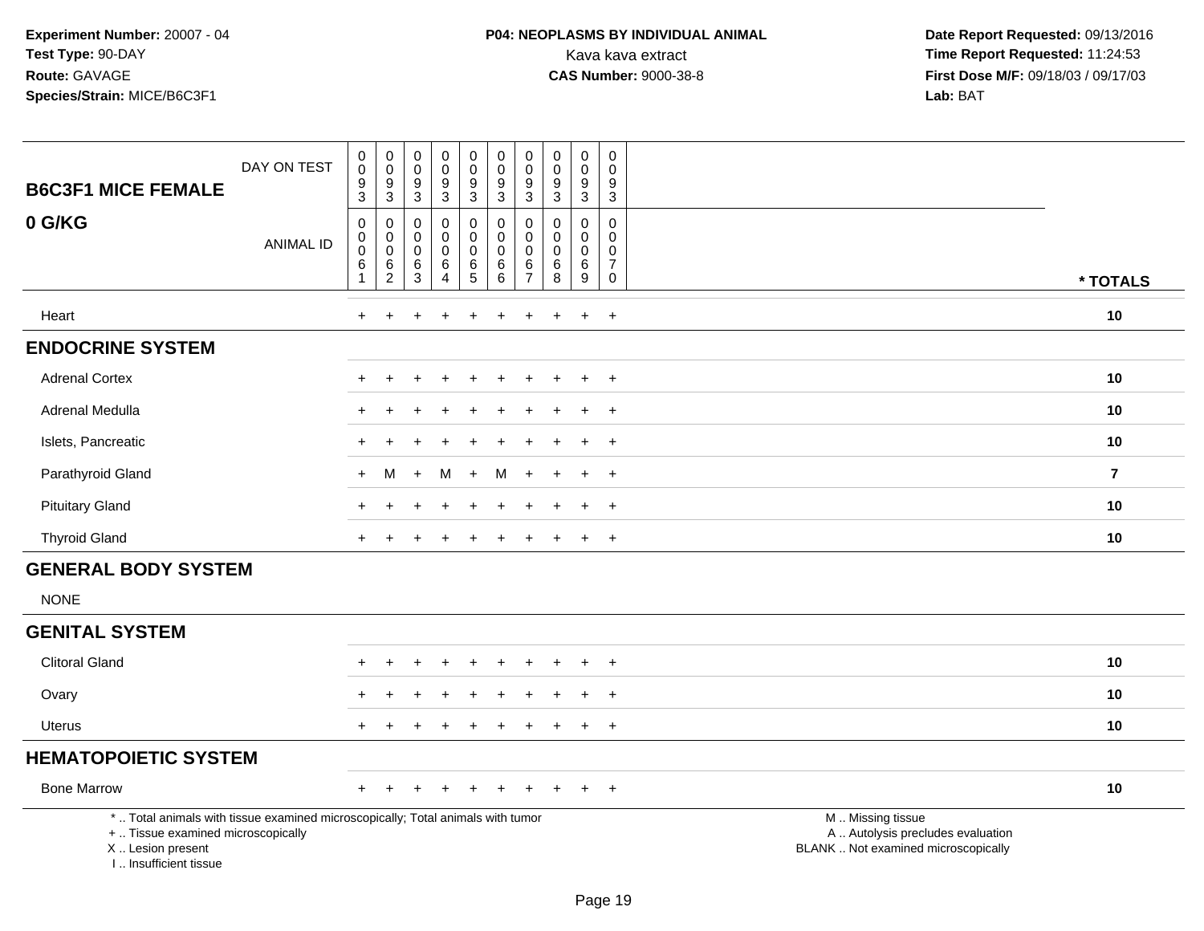**Experiment Number:** 20007 - 04
**Test Type:** 90-DAY
**Route:** GAVAGE
**Species/Strain:** MICE/B6C3F1

**P04: NEOPLASMS BY INDIVIDUAL ANIMAL**
Kava kava extract
**CAS Number:** 9000-38-8

**Date Report Requested:** 09/13/2016
**Time Report Requested:** 11:24:53
**First Dose M/F:** 09/18/03 / 09/17/03
**Lab:** BAT

| B6C3F1 MICE FEMALE 0 G/KG | | | | | | | | | | | |
|---|---|---|---|---|---|---|---|---|---|---|---|
| DAY ON TEST | 0093 | 0093 | 0093 | 0093 | 0093 | 0093 | 0093 | 0093 | 0093 | 0093 | |
| ANIMAL ID | 00061 | 00062 | 00063 | 00064 | 00065 | 00066 | 00067 | 00068 | 00069 | 00070 | * TOTALS |
| Heart | + | + | + | + | + | + | + | + | + | + | 10 |
| **ENDOCRINE SYSTEM** | | | | | | | | | | | |
| Adrenal Cortex | + | + | + | + | + | + | + | + | + | + | 10 |
| Adrenal Medulla | + | + | + | + | + | + | + | + | + | + | 10 |
| Islets, Pancreatic | + | + | + | + | + | + | + | + | + | + | 10 |
| Parathyroid Gland | + | M | + | M | + | M | + | + | + | + | 7 |
| Pituitary Gland | + | + | + | + | + | + | + | + | + | + | 10 |
| Thyroid Gland | + | + | + | + | + | + | + | + | + | + | 10 |
| **GENERAL BODY SYSTEM** | | | | | | | | | | | |
| NONE | | | | | | | | | | | |
| **GENITAL SYSTEM** | | | | | | | | | | | |
| Clitoral Gland | + | + | + | + | + | + | + | + | + | + | 10 |
| Ovary | + | + | + | + | + | + | + | + | + | + | 10 |
| Uterus | + | + | + | + | + | + | + | + | + | + | 10 |
| **HEMATOPOIETIC SYSTEM** | | | | | | | | | | | |
| Bone Marrow | + | + | + | + | + | + | + | + | + | + | 10 |

* .. Total animals with tissue examined microscopically; Total animals with tumor
+ .. Tissue examined microscopically
X .. Lesion present
I .. Insufficient tissue

M .. Missing tissue
A .. Autolysis precludes evaluation
BLANK .. Not examined microscopically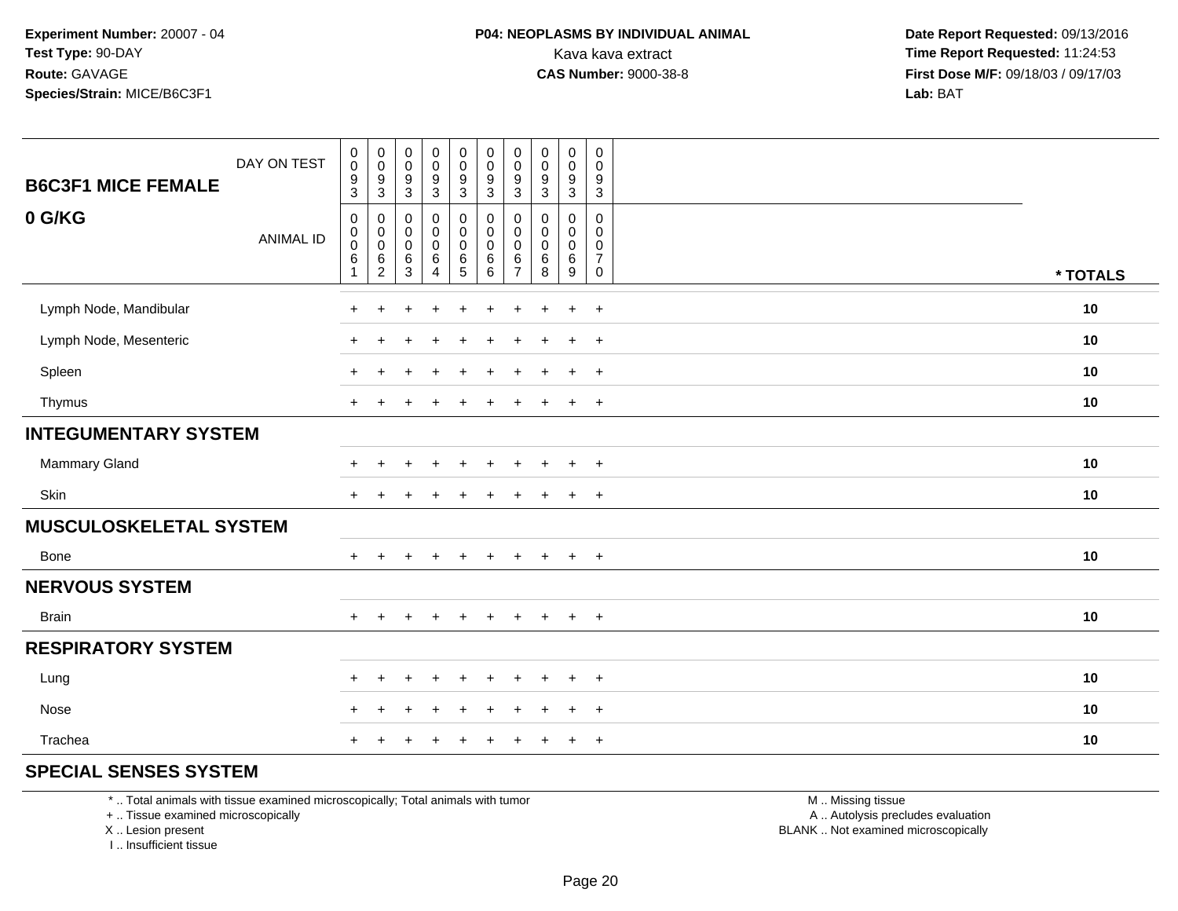Experiment Number: 20007 - 04
Test Type: 90-DAY
Route: GAVAGE
Species/Strain: MICE/B6C3F1

**P04: NEOPLASMS BY INDIVIDUAL ANIMAL**
Kava kava extract
**CAS Number:** 9000-38-8

Date Report Requested: 09/13/2016
Time Report Requested: 11:24:53
First Dose M/F: 09/18/03 / 09/17/03
Lab: BAT

| B6C3F1 MICE FEMALE — DAY ON TEST | 0093 | 0093 | 0093 | 0093 | 0093 | 0093 | 0093 | 0093 | 0093 | 0093 | |
|---|---|---|---|---|---|---|---|---|---|---|---|
| **0 G/KG** — ANIMAL ID | 00061 | 00062 | 00063 | 00064 | 00065 | 00066 | 00067 | 00068 | 00069 | 00070 | * TOTALS |
| Lymph Node, Mandibular | + | + | + | + | + | + | + | + | + | + | 10 |
| Lymph Node, Mesenteric | + | + | + | + | + | + | + | + | + | + | 10 |
| Spleen | + | + | + | + | + | + | + | + | + | + | 10 |
| Thymus | + | + | + | + | + | + | + | + | + | + | 10 |
| **INTEGUMENTARY SYSTEM** | | | | | | | | | | | |
| Mammary Gland | + | + | + | + | + | + | + | + | + | + | 10 |
| Skin | + | + | + | + | + | + | + | + | + | + | 10 |
| **MUSCULOSKELETAL SYSTEM** | | | | | | | | | | | |
| Bone | + | + | + | + | + | + | + | + | + | + | 10 |
| **NERVOUS SYSTEM** | | | | | | | | | | | |
| Brain | + | + | + | + | + | + | + | + | + | + | 10 |
| **RESPIRATORY SYSTEM** | | | | | | | | | | | |
| Lung | + | + | + | + | + | + | + | + | + | + | 10 |
| Nose | + | + | + | + | + | + | + | + | + | + | 10 |
| Trachea | + | + | + | + | + | + | + | + | + | + | 10 |
| **SPECIAL SENSES SYSTEM** | | | | | | | | | | | |

* .. Total animals with tissue examined microscopically; Total animals with tumor
+ .. Tissue examined microscopically
X .. Lesion present
I .. Insufficient tissue

M .. Missing tissue
A .. Autolysis precludes evaluation
BLANK .. Not examined microscopically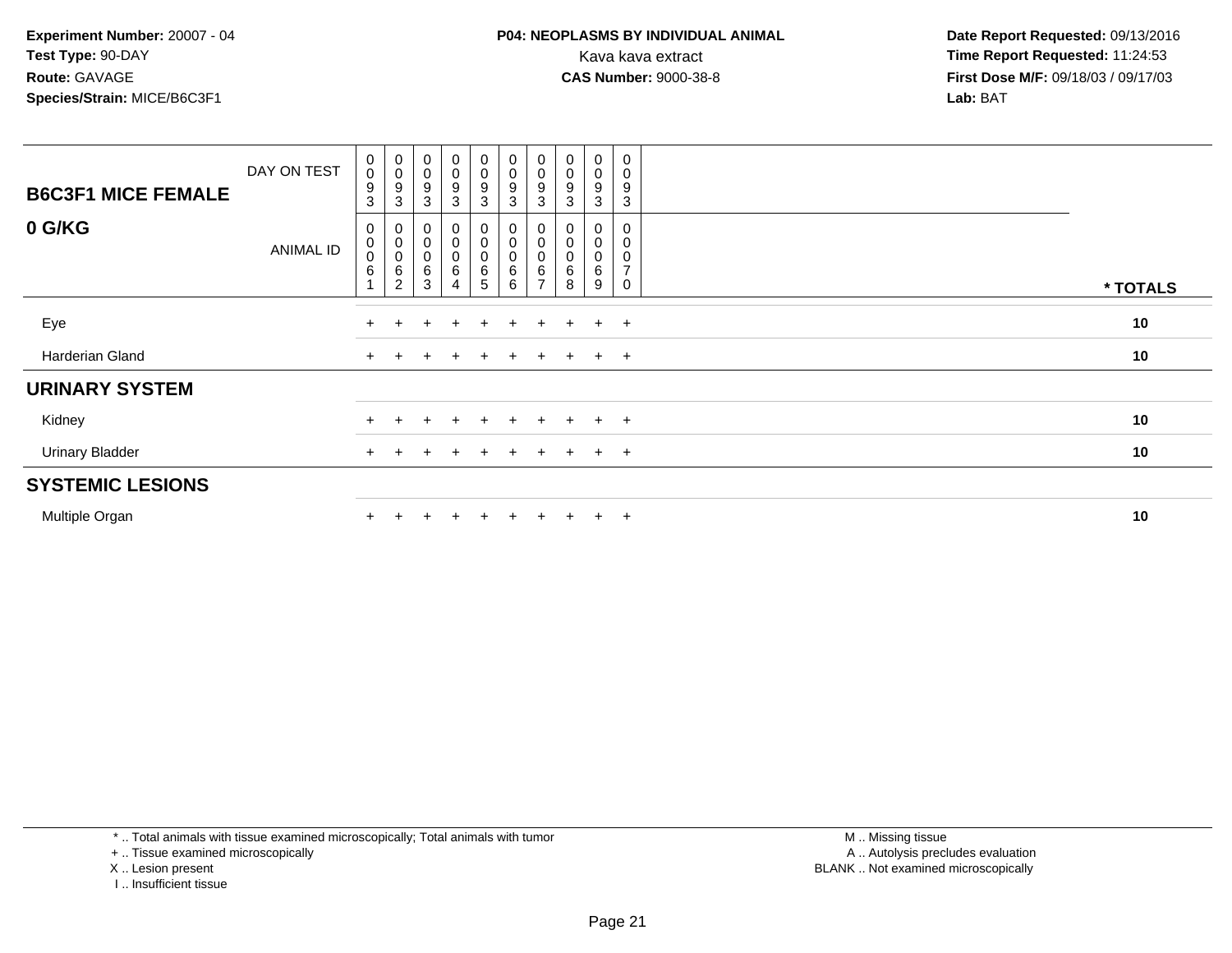**Experiment Number:** 20007 - 04
**Test Type:** 90-DAY
**Route:** GAVAGE
**Species/Strain:** MICE/B6C3F1

**P04: NEOPLASMS BY INDIVIDUAL ANIMAL**
Kava kava extract
**CAS Number:** 9000-38-8

**Date Report Requested:** 09/13/2016
**Time Report Requested:** 11:24:53
**First Dose M/F:** 09/18/03 / 09/17/03
**Lab:** BAT

| **B6C3F1 MICE FEMALE** DAY ON TEST | 0093 | 0093 | 0093 | 0093 | 0093 | 0093 | 0093 | 0093 | 0093 | 0093 | |
|---|---|---|---|---|---|---|---|---|---|---|---|
| **0 G/KG** ANIMAL ID | 00061 | 00062 | 00063 | 00064 | 00065 | 00066 | 00067 | 00068 | 00069 | 00070 | *** TOTALS** |
| Eye | + | + | + | + | + | + | + | + | + | + | **10** |
| Harderian Gland | + | + | + | + | + | + | + | + | + | + | **10** |
| **URINARY SYSTEM** | | | | | | | | | | | |
| Kidney | + | + | + | + | + | + | + | + | + | + | **10** |
| Urinary Bladder | + | + | + | + | + | + | + | + | + | + | **10** |
| **SYSTEMIC LESIONS** | | | | | | | | | | | |
| Multiple Organ | + | + | + | + | + | + | + | + | + | + | **10** |

* .. Total animals with tissue examined microscopically; Total animals with tumor
+ .. Tissue examined microscopically
X .. Lesion present
I .. Insufficient tissue

M .. Missing tissue
A .. Autolysis precludes evaluation
BLANK .. Not examined microscopically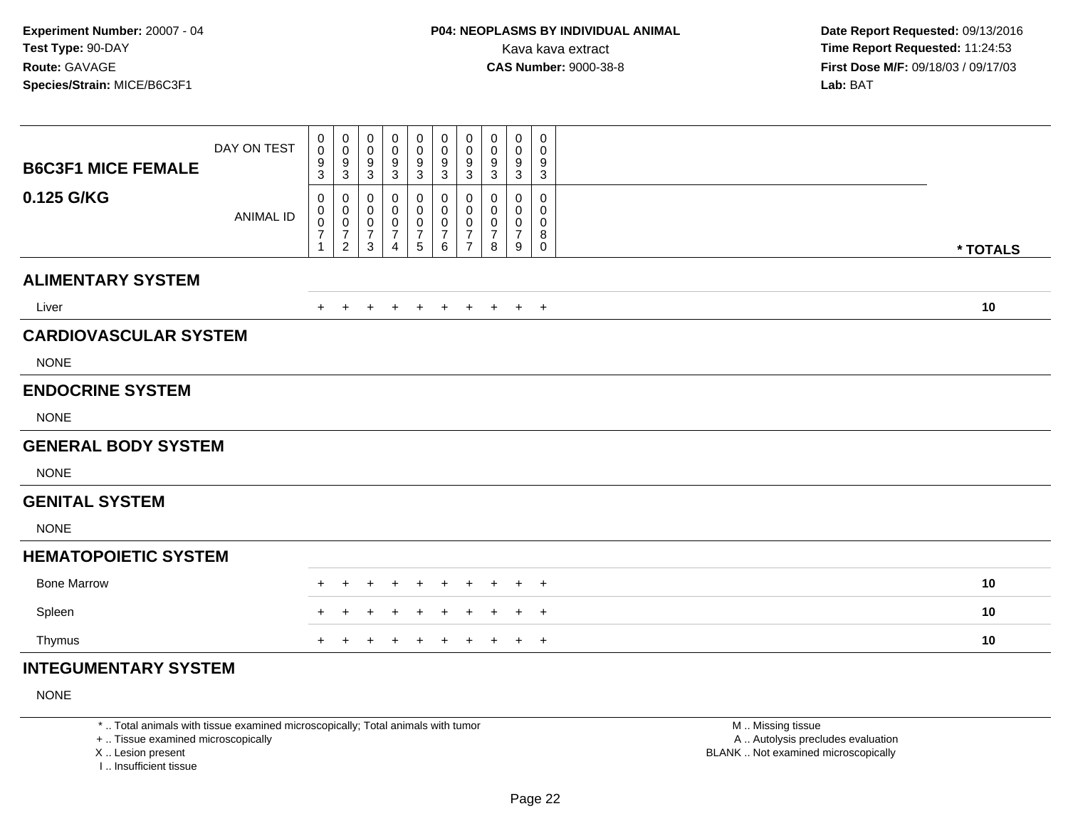**Experiment Number:** 20007 - 04
**Test Type:** 90-DAY
**Route:** GAVAGE
**Species/Strain:** MICE/B6C3F1

**P04: NEOPLASMS BY INDIVIDUAL ANIMAL**
Kava kava extract
**CAS Number:** 9000-38-8

**Date Report Requested:** 09/13/2016
**Time Report Requested:** 11:24:53
**First Dose M/F:** 09/18/03 / 09/17/03
**Lab:** BAT

| B6C3F1 MICE FEMALE 0.125 G/KG | | | | | | | | | | | |
|---|---|---|---|---|---|---|---|---|---|---|---|
| DAY ON TEST | 0093 | 0093 | 0093 | 0093 | 0093 | 0093 | 0093 | 0093 | 0093 | 0093 | |
| ANIMAL ID | 00071 | 00072 | 00073 | 00074 | 00075 | 00076 | 00077 | 00078 | 00079 | 00080 | * TOTALS |
| **ALIMENTARY SYSTEM** | | | | | | | | | | | |
| Liver | + | + | + | + | + | + | + | + | + | + | 10 |
| **CARDIOVASCULAR SYSTEM** | | | | | | | | | | | |
| NONE | | | | | | | | | | | |
| **ENDOCRINE SYSTEM** | | | | | | | | | | | |
| NONE | | | | | | | | | | | |
| **GENERAL BODY SYSTEM** | | | | | | | | | | | |
| NONE | | | | | | | | | | | |
| **GENITAL SYSTEM** | | | | | | | | | | | |
| NONE | | | | | | | | | | | |
| **HEMATOPOIETIC SYSTEM** | | | | | | | | | | | |
| Bone Marrow | + | + | + | + | + | + | + | + | + | + | 10 |
| Spleen | + | + | + | + | + | + | + | + | + | + | 10 |
| Thymus | + | + | + | + | + | + | + | + | + | + | 10 |
| **INTEGUMENTARY SYSTEM** | | | | | | | | | | | |
| NONE | | | | | | | | | | | |

\* .. Total animals with tissue examined microscopically; Total animals with tumor
\+ .. Tissue examined microscopically
X .. Lesion present
I .. Insufficient tissue

M .. Missing tissue
A .. Autolysis precludes evaluation
BLANK .. Not examined microscopically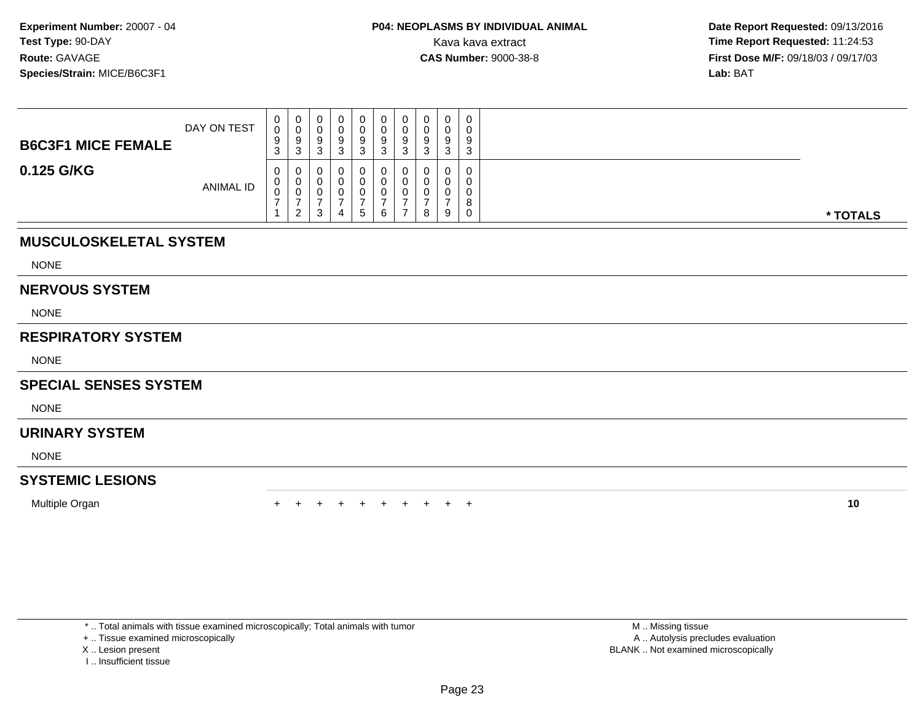Experiment Number: 20007 - 04
Test Type: 90-DAY
Route: GAVAGE
Species/Strain: MICE/B6C3F1

**P04: NEOPLASMS BY INDIVIDUAL ANIMAL**
Kava kava extract
**CAS Number:** 9000-38-8

Date Report Requested: 09/13/2016
Time Report Requested: 11:24:53
First Dose M/F: 09/18/03 / 09/17/03
Lab: BAT

| B6C3F1 MICE FEMALE 0.125 G/KG | | | | | | | | | | | |
|---|---|---|---|---|---|---|---|---|---|---|---|
| DAY ON TEST | 0093 | 0093 | 0093 | 0093 | 0093 | 0093 | 0093 | 0093 | 0093 | 0093 | |
| ANIMAL ID | 00071 | 00072 | 00073 | 00074 | 00075 | 00076 | 00077 | 00078 | 00079 | 00080 | * TOTALS |
| **MUSCULOSKELETAL SYSTEM** | | | | | | | | | | | |
| NONE | | | | | | | | | | | |
| **NERVOUS SYSTEM** | | | | | | | | | | | |
| NONE | | | | | | | | | | | |
| **RESPIRATORY SYSTEM** | | | | | | | | | | | |
| NONE | | | | | | | | | | | |
| **SPECIAL SENSES SYSTEM** | | | | | | | | | | | |
| NONE | | | | | | | | | | | |
| **URINARY SYSTEM** | | | | | | | | | | | |
| NONE | | | | | | | | | | | |
| **SYSTEMIC LESIONS** | | | | | | | | | | | |
| Multiple Organ | + | + | + | + | + | + | + | + | + | + | **10** |

* .. Total animals with tissue examined microscopically; Total animals with tumor
+ .. Tissue examined microscopically
X .. Lesion present
I .. Insufficient tissue

M .. Missing tissue
A .. Autolysis precludes evaluation
BLANK .. Not examined microscopically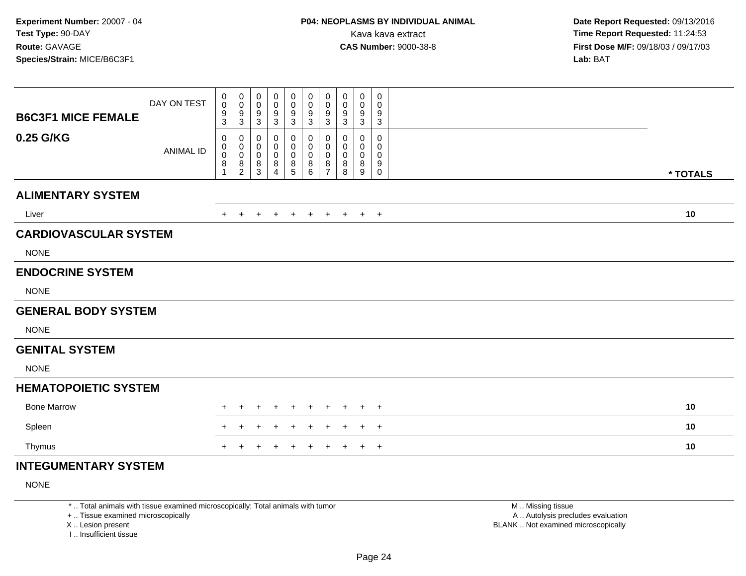**Experiment Number:** 20007 - 04
**Test Type:** 90-DAY
**Route:** GAVAGE
**Species/Strain:** MICE/B6C3F1

**P04: NEOPLASMS BY INDIVIDUAL ANIMAL**
Kava kava extract
**CAS Number:** 9000-38-8

**Date Report Requested:** 09/13/2016
**Time Report Requested:** 11:24:53
**First Dose M/F:** 09/18/03 / 09/17/03
**Lab:** BAT

| B6C3F1 MICE FEMALE 0.25 G/KG | | | | | | | | | | | |
|---|---|---|---|---|---|---|---|---|---|---|---|
| DAY ON TEST | 0093 | 0093 | 0093 | 0093 | 0093 | 0093 | 0093 | 0093 | 0093 | 0093 | |
| ANIMAL ID | 00081 | 00082 | 00083 | 00084 | 00085 | 00086 | 00087 | 00088 | 00089 | 00090 | * TOTALS |
| **ALIMENTARY SYSTEM** | | | | | | | | | | | |
| Liver | + | + | + | + | + | + | + | + | + | + | 10 |
| **CARDIOVASCULAR SYSTEM** | | | | | | | | | | | |
| NONE | | | | | | | | | | | |
| **ENDOCRINE SYSTEM** | | | | | | | | | | | |
| NONE | | | | | | | | | | | |
| **GENERAL BODY SYSTEM** | | | | | | | | | | | |
| NONE | | | | | | | | | | | |
| **GENITAL SYSTEM** | | | | | | | | | | | |
| NONE | | | | | | | | | | | |
| **HEMATOPOIETIC SYSTEM** | | | | | | | | | | | |
| Bone Marrow | + | + | + | + | + | + | + | + | + | + | 10 |
| Spleen | + | + | + | + | + | + | + | + | + | + | 10 |
| Thymus | + | + | + | + | + | + | + | + | + | + | 10 |
| **INTEGUMENTARY SYSTEM** | | | | | | | | | | | |
| NONE | | | | | | | | | | | |

* .. Total animals with tissue examined microscopically; Total animals with tumor
+ .. Tissue examined microscopically
X .. Lesion present
I .. Insufficient tissue

M .. Missing tissue
A .. Autolysis precludes evaluation
BLANK .. Not examined microscopically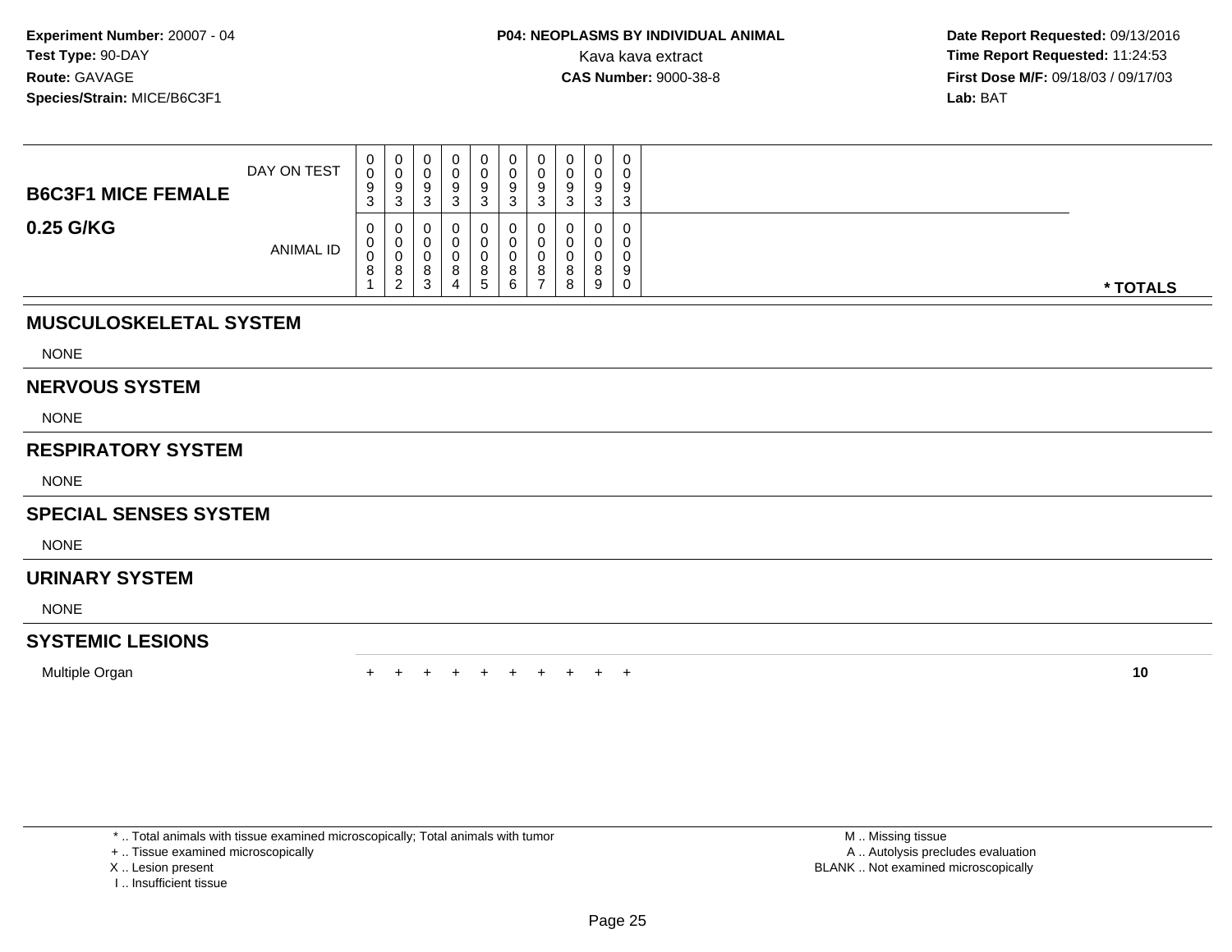Experiment Number: 20007 - 04
Test Type: 90-DAY
Route: GAVAGE
Species/Strain: MICE/B6C3F1

**P04: NEOPLASMS BY INDIVIDUAL ANIMAL**
Kava kava extract
**CAS Number:** 9000-38-8

Date Report Requested: 09/13/2016
Time Report Requested: 11:24:53
First Dose M/F: 09/18/03 / 09/17/03
Lab: BAT

| B6C3F1 MICE FEMALE 0.25 G/KG | | | | | | | | | | | |
|---|---|---|---|---|---|---|---|---|---|---|---|
| DAY ON TEST | 0093 | 0093 | 0093 | 0093 | 0093 | 0093 | 0093 | 0093 | 0093 | 0093 | |
| ANIMAL ID | 00081 | 00082 | 00083 | 00084 | 00085 | 00086 | 00087 | 00088 | 00089 | 00090 | * TOTALS |
| **MUSCULOSKELETAL SYSTEM** | | | | | | | | | | | |
| NONE | | | | | | | | | | | |
| **NERVOUS SYSTEM** | | | | | | | | | | | |
| NONE | | | | | | | | | | | |
| **RESPIRATORY SYSTEM** | | | | | | | | | | | |
| NONE | | | | | | | | | | | |
| **SPECIAL SENSES SYSTEM** | | | | | | | | | | | |
| NONE | | | | | | | | | | | |
| **URINARY SYSTEM** | | | | | | | | | | | |
| NONE | | | | | | | | | | | |
| **SYSTEMIC LESIONS** | | | | | | | | | | | |
| Multiple Organ | + | + | + | + | + | + | + | + | + | + | 10 |

* .. Total animals with tissue examined microscopically; Total animals with tumor
+ .. Tissue examined microscopically
X .. Lesion present
I .. Insufficient tissue

M .. Missing tissue
A .. Autolysis precludes evaluation
BLANK .. Not examined microscopically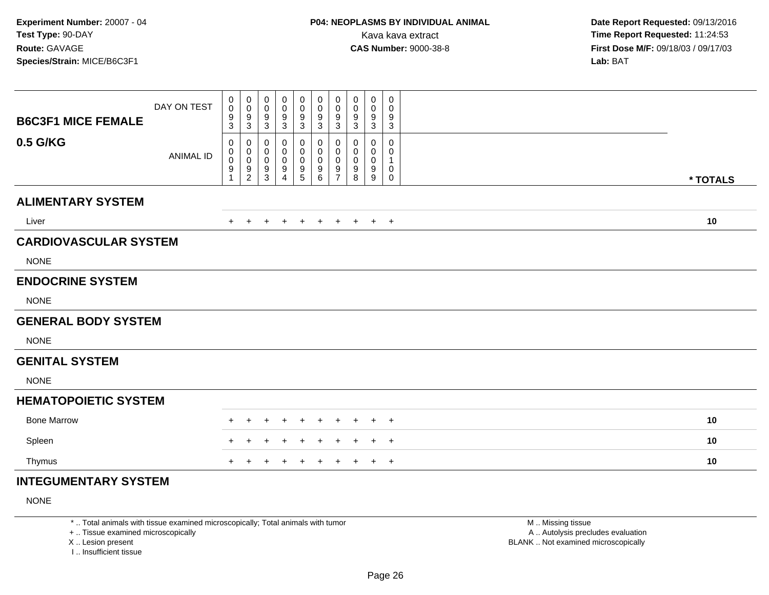**Experiment Number:** 20007 - 04
**Test Type:** 90-DAY
**Route:** GAVAGE
**Species/Strain:** MICE/B6C3F1

**P04: NEOPLASMS BY INDIVIDUAL ANIMAL**
Kava kava extract
**CAS Number:** 9000-38-8

**Date Report Requested:** 09/13/2016
**Time Report Requested:** 11:24:53
**First Dose M/F:** 09/18/03 / 09/17/03
**Lab:** BAT

| **B6C3F1 MICE FEMALE 0.5 G/KG** | | | | | | | | | | | |
|---|---|---|---|---|---|---|---|---|---|---|---|
| DAY ON TEST | 0093 | 0093 | 0093 | 0093 | 0093 | 0093 | 0093 | 0093 | 0093 | 0093 | |
| ANIMAL ID | 00091 | 00092 | 00093 | 00094 | 00095 | 00096 | 00097 | 00098 | 00099 | 00100 | * TOTALS |
| **ALIMENTARY SYSTEM** | | | | | | | | | | | |
| Liver | + | + | + | + | + | + | + | + | + | + | 10 |
| **CARDIOVASCULAR SYSTEM** | | | | | | | | | | | |
| NONE | | | | | | | | | | | |
| **ENDOCRINE SYSTEM** | | | | | | | | | | | |
| NONE | | | | | | | | | | | |
| **GENERAL BODY SYSTEM** | | | | | | | | | | | |
| NONE | | | | | | | | | | | |
| **GENITAL SYSTEM** | | | | | | | | | | | |
| NONE | | | | | | | | | | | |
| **HEMATOPOIETIC SYSTEM** | | | | | | | | | | | |
| Bone Marrow | + | + | + | + | + | + | + | + | + | + | 10 |
| Spleen | + | + | + | + | + | + | + | + | + | + | 10 |
| Thymus | + | + | + | + | + | + | + | + | + | + | 10 |
| **INTEGUMENTARY SYSTEM** | | | | | | | | | | | |
| NONE | | | | | | | | | | | |

* .. Total animals with tissue examined microscopically; Total animals with tumor
+ .. Tissue examined microscopically
X .. Lesion present
I .. Insufficient tissue

M .. Missing tissue
A .. Autolysis precludes evaluation
BLANK .. Not examined microscopically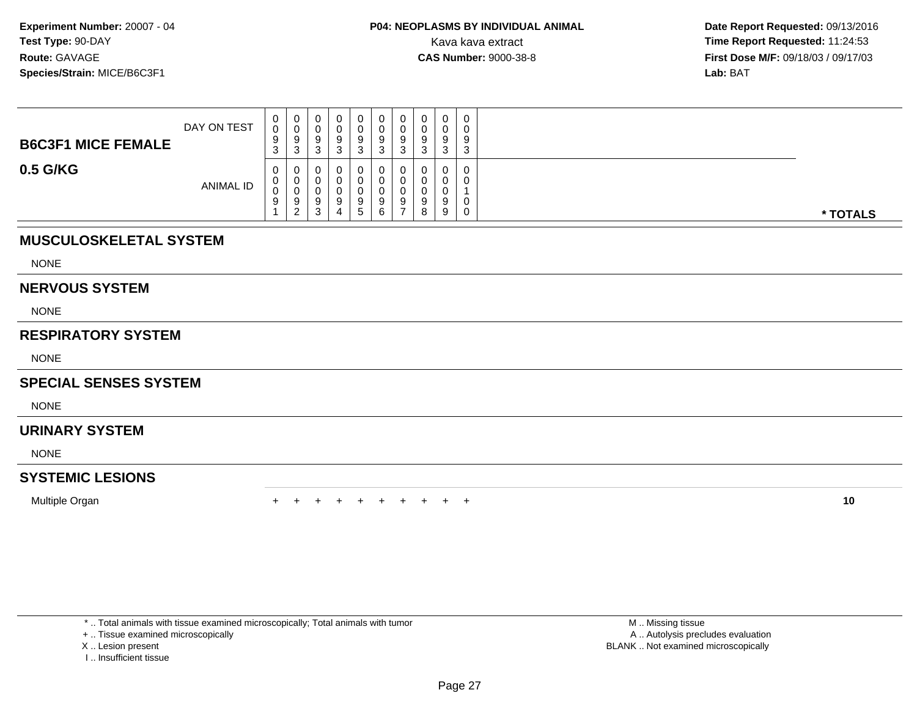**Experiment Number:** 20007 - 04
**Test Type:** 90-DAY
**Route:** GAVAGE
**Species/Strain:** MICE/B6C3F1

**P04: NEOPLASMS BY INDIVIDUAL ANIMAL**
Kava kava extract
**CAS Number:** 9000-38-8

**Date Report Requested:** 09/13/2016
**Time Report Requested:** 11:24:53
**First Dose M/F:** 09/18/03 / 09/17/03
**Lab:** BAT

| **B6C3F1 MICE FEMALE** DAY ON TEST | 0093 | 0093 | 0093 | 0093 | 0093 | 0093 | 0093 | 0093 | 0093 | 0093 | |
|---|---|---|---|---|---|---|---|---|---|---|---|
| **0.5 G/KG** ANIMAL ID | 00091 | 00092 | 00093 | 00094 | 00095 | 00096 | 00097 | 00098 | 00099 | 00100 | *** TOTALS** |
| **MUSCULOSKELETAL SYSTEM** | | | | | | | | | | | |
| NONE | | | | | | | | | | | |
| **NERVOUS SYSTEM** | | | | | | | | | | | |
| NONE | | | | | | | | | | | |
| **RESPIRATORY SYSTEM** | | | | | | | | | | | |
| NONE | | | | | | | | | | | |
| **SPECIAL SENSES SYSTEM** | | | | | | | | | | | |
| NONE | | | | | | | | | | | |
| **URINARY SYSTEM** | | | | | | | | | | | |
| NONE | | | | | | | | | | | |
| **SYSTEMIC LESIONS** | | | | | | | | | | | |
| Multiple Organ | + | + | + | + | + | + | + | + | + | + | **10** |

* .. Total animals with tissue examined microscopically; Total animals with tumor
+ .. Tissue examined microscopically
X .. Lesion present
I .. Insufficient tissue

M .. Missing tissue
A .. Autolysis precludes evaluation
BLANK .. Not examined microscopically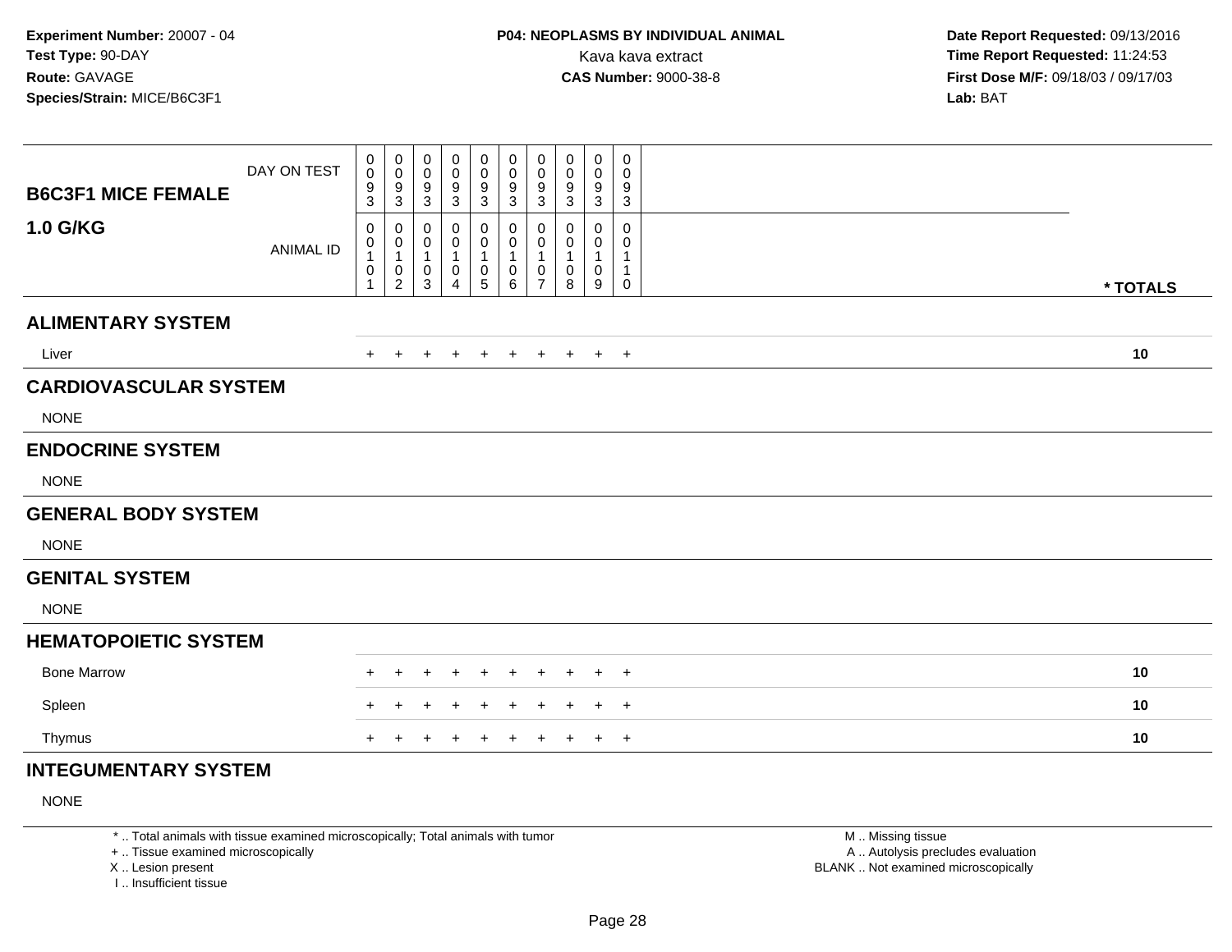**Experiment Number:** 20007 - 04
**Test Type:** 90-DAY
**Route:** GAVAGE
**Species/Strain:** MICE/B6C3F1

**P04: NEOPLASMS BY INDIVIDUAL ANIMAL**
Kava kava extract
**CAS Number:** 9000-38-8

**Date Report Requested:** 09/13/2016
**Time Report Requested:** 11:24:53
**First Dose M/F:** 09/18/03 / 09/17/03
**Lab:** BAT

| B6C3F1 MICE FEMALE 1.0 G/KG | | | | | | | | | | | |
|---|---|---|---|---|---|---|---|---|---|---|---|
| DAY ON TEST | 0093 | 0093 | 0093 | 0093 | 0093 | 0093 | 0093 | 0093 | 0093 | 0093 | |
| ANIMAL ID | 00101 | 00102 | 00103 | 00104 | 00105 | 00106 | 00107 | 00108 | 00109 | 00110 | * TOTALS |
| **ALIMENTARY SYSTEM** | | | | | | | | | | | |
| Liver | + | + | + | + | + | + | + | + | + | + | 10 |
| **CARDIOVASCULAR SYSTEM** | | | | | | | | | | | |
| NONE | | | | | | | | | | | |
| **ENDOCRINE SYSTEM** | | | | | | | | | | | |
| NONE | | | | | | | | | | | |
| **GENERAL BODY SYSTEM** | | | | | | | | | | | |
| NONE | | | | | | | | | | | |
| **GENITAL SYSTEM** | | | | | | | | | | | |
| NONE | | | | | | | | | | | |
| **HEMATOPOIETIC SYSTEM** | | | | | | | | | | | |
| Bone Marrow | + | + | + | + | + | + | + | + | + | + | 10 |
| Spleen | + | + | + | + | + | + | + | + | + | + | 10 |
| Thymus | + | + | + | + | + | + | + | + | + | + | 10 |
| **INTEGUMENTARY SYSTEM** | | | | | | | | | | | |
| NONE | | | | | | | | | | | |

* .. Total animals with tissue examined microscopically; Total animals with tumor
+ .. Tissue examined microscopically
X .. Lesion present
I .. Insufficient tissue

M .. Missing tissue
A .. Autolysis precludes evaluation
BLANK .. Not examined microscopically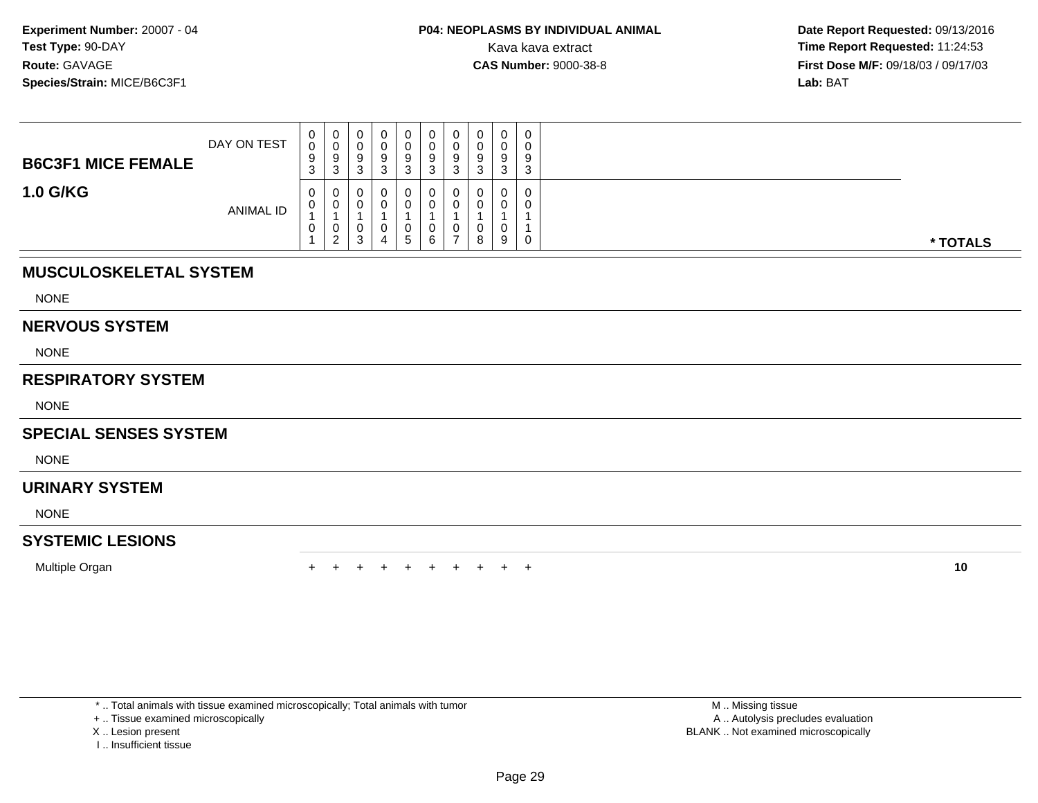**Experiment Number:** 20007 - 04
**Test Type:** 90-DAY
**Route:** GAVAGE
**Species/Strain:** MICE/B6C3F1

**P04: NEOPLASMS BY INDIVIDUAL ANIMAL**
Kava kava extract
**CAS Number:** 9000-38-8

**Date Report Requested:** 09/13/2016
**Time Report Requested:** 11:24:53
**First Dose M/F:** 09/18/03 / 09/17/03
**Lab:** BAT

| B6C3F1 MICE FEMALE 1.0 G/KG | | | | | | | | | | | |
|---|---|---|---|---|---|---|---|---|---|---|---|
| DAY ON TEST | 0093 | 0093 | 0093 | 0093 | 0093 | 0093 | 0093 | 0093 | 0093 | 0093 | |
| ANIMAL ID | 00101 | 00102 | 00103 | 00104 | 00105 | 00106 | 00107 | 00108 | 00109 | 00110 | * TOTALS |
| **MUSCULOSKELETAL SYSTEM** | | | | | | | | | | | |
| NONE | | | | | | | | | | | |
| **NERVOUS SYSTEM** | | | | | | | | | | | |
| NONE | | | | | | | | | | | |
| **RESPIRATORY SYSTEM** | | | | | | | | | | | |
| NONE | | | | | | | | | | | |
| **SPECIAL SENSES SYSTEM** | | | | | | | | | | | |
| NONE | | | | | | | | | | | |
| **URINARY SYSTEM** | | | | | | | | | | | |
| NONE | | | | | | | | | | | |
| **SYSTEMIC LESIONS** | | | | | | | | | | | |
| Multiple Organ | + | + | + | + | + | + | + | + | + | + | **10** |

\* .. Total animals with tissue examined microscopically; Total animals with tumor
\+ .. Tissue examined microscopically
X .. Lesion present
I .. Insufficient tissue

M .. Missing tissue
A .. Autolysis precludes evaluation
BLANK .. Not examined microscopically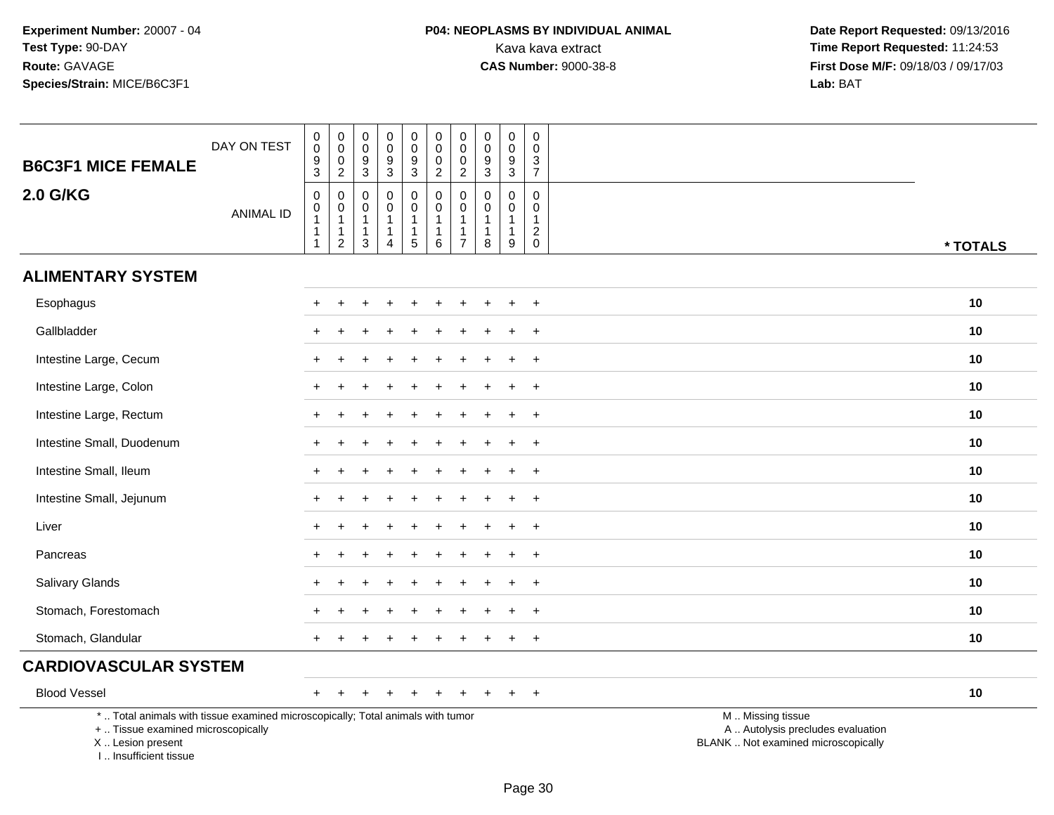**Experiment Number:** 20007 - 04
**Test Type:** 90-DAY
**Route:** GAVAGE
**Species/Strain:** MICE/B6C3F1

**P04: NEOPLASMS BY INDIVIDUAL ANIMAL**
Kava kava extract
**CAS Number:** 9000-38-8

**Date Report Requested:** 09/13/2016
**Time Report Requested:** 11:24:53
**First Dose M/F:** 09/18/03 / 09/17/03
**Lab:** BAT

| B6C3F1 MICE FEMALE 2.0 G/KG | | | | | | | | | | | |
|---|---|---|---|---|---|---|---|---|---|---|---|
| DAY ON TEST | 0093 | 0002 | 0093 | 0093 | 0093 | 0002 | 0002 | 0093 | 0093 | 0037 | |
| ANIMAL ID | 00111 | 00112 | 00113 | 00114 | 00115 | 00116 | 00117 | 00118 | 00119 | 00120 | * TOTALS |
| **ALIMENTARY SYSTEM** | | | | | | | | | | | |
| Esophagus | + | + | + | + | + | + | + | + | + | + | 10 |
| Gallbladder | + | + | + | + | + | + | + | + | + | + | 10 |
| Intestine Large, Cecum | + | + | + | + | + | + | + | + | + | + | 10 |
| Intestine Large, Colon | + | + | + | + | + | + | + | + | + | + | 10 |
| Intestine Large, Rectum | + | + | + | + | + | + | + | + | + | + | 10 |
| Intestine Small, Duodenum | + | + | + | + | + | + | + | + | + | + | 10 |
| Intestine Small, Ileum | + | + | + | + | + | + | + | + | + | + | 10 |
| Intestine Small, Jejunum | + | + | + | + | + | + | + | + | + | + | 10 |
| Liver | + | + | + | + | + | + | + | + | + | + | 10 |
| Pancreas | + | + | + | + | + | + | + | + | + | + | 10 |
| Salivary Glands | + | + | + | + | + | + | + | + | + | + | 10 |
| Stomach, Forestomach | + | + | + | + | + | + | + | + | + | + | 10 |
| Stomach, Glandular | + | + | + | + | + | + | + | + | + | + | 10 |
| **CARDIOVASCULAR SYSTEM** | | | | | | | | | | | |
| Blood Vessel | + | + | + | + | + | + | + | + | + | + | 10 |

* .. Total animals with tissue examined microscopically; Total animals with tumor
+ .. Tissue examined microscopically
X .. Lesion present
I .. Insufficient tissue

M .. Missing tissue
A .. Autolysis precludes evaluation
BLANK .. Not examined microscopically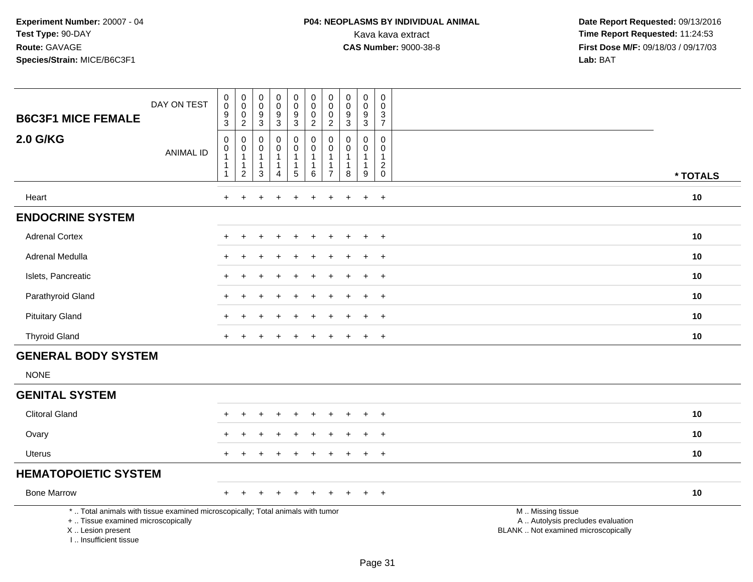**Experiment Number:** 20007 - 04
**Test Type:** 90-DAY
**Route:** GAVAGE
**Species/Strain:** MICE/B6C3F1

**P04: NEOPLASMS BY INDIVIDUAL ANIMAL**
Kava kava extract
**CAS Number:** 9000-38-8

**Date Report Requested:** 09/13/2016
**Time Report Requested:** 11:24:53
**First Dose M/F:** 09/18/03 / 09/17/03
**Lab:** BAT

| **B6C3F1 MICE FEMALE** DAY ON TEST | 0093 | 0002 | 0093 | 0093 | 0093 | 0002 | 0002 | 0093 | 0093 | 0037 | |
|---|---|---|---|---|---|---|---|---|---|---|---|
| **2.0 G/KG** ANIMAL ID | 00111 | 00112 | 00113 | 00114 | 00115 | 00116 | 00117 | 00118 | 00119 | 00120 | *** TOTALS** |
| Heart | + | + | + | + | + | + | + | + | + | + | **10** |
| **ENDOCRINE SYSTEM** | | | | | | | | | | | |
| Adrenal Cortex | + | + | + | + | + | + | + | + | + | + | **10** |
| Adrenal Medulla | + | + | + | + | + | + | + | + | + | + | **10** |
| Islets, Pancreatic | + | + | + | + | + | + | + | + | + | + | **10** |
| Parathyroid Gland | + | + | + | + | + | + | + | + | + | + | **10** |
| Pituitary Gland | + | + | + | + | + | + | + | + | + | + | **10** |
| Thyroid Gland | + | + | + | + | + | + | + | + | + | + | **10** |
| **GENERAL BODY SYSTEM** | | | | | | | | | | | |
| NONE | | | | | | | | | | | |
| **GENITAL SYSTEM** | | | | | | | | | | | |
| Clitoral Gland | + | + | + | + | + | + | + | + | + | + | **10** |
| Ovary | + | + | + | + | + | + | + | + | + | + | **10** |
| Uterus | + | + | + | + | + | + | + | + | + | + | **10** |
| **HEMATOPOIETIC SYSTEM** | | | | | | | | | | | |
| Bone Marrow | + | + | + | + | + | + | + | + | + | + | **10** |

\* .. Total animals with tissue examined microscopically; Total animals with tumor
\+ .. Tissue examined microscopically
X .. Lesion present
I .. Insufficient tissue

M .. Missing tissue
A .. Autolysis precludes evaluation
BLANK .. Not examined microscopically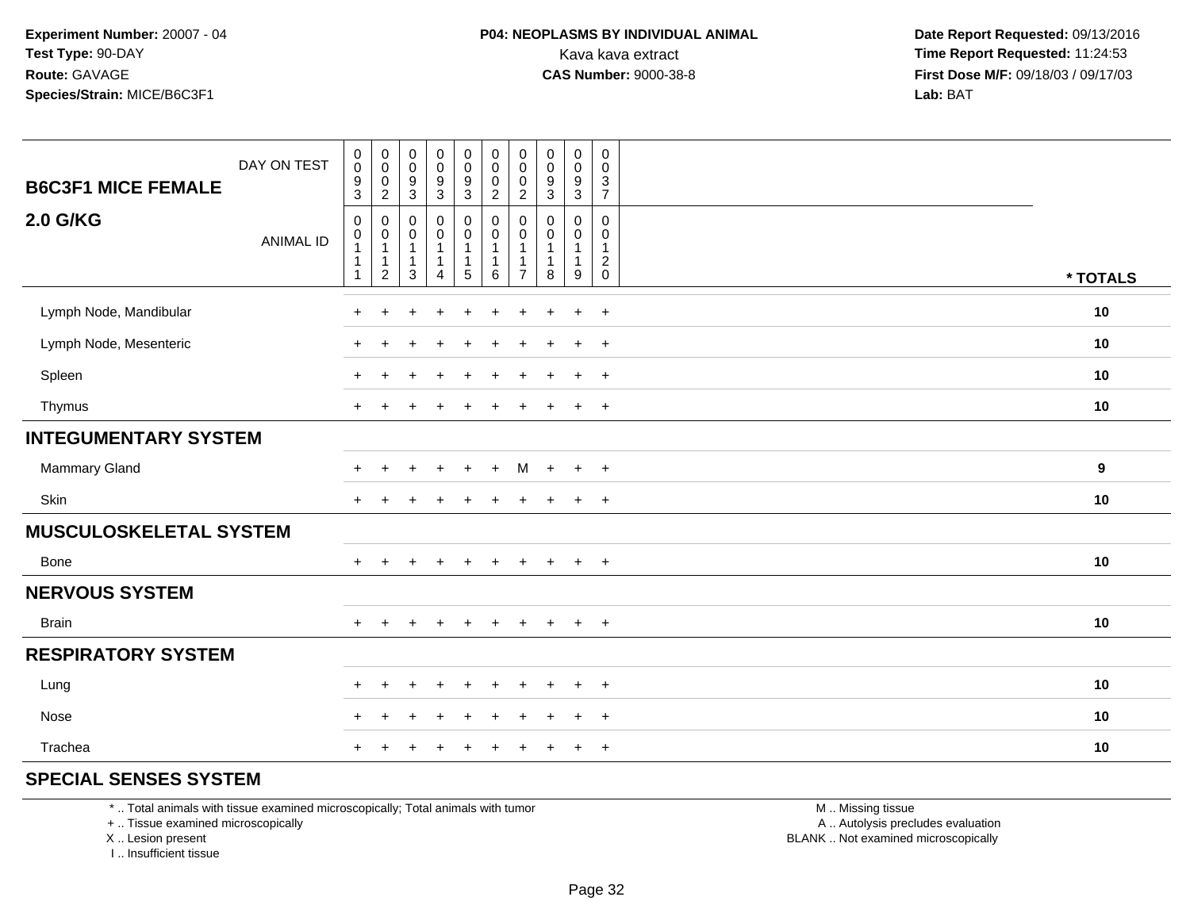**Experiment Number:** 20007 - 04
**Test Type:** 90-DAY
**Route:** GAVAGE
**Species/Strain:** MICE/B6C3F1

**P04: NEOPLASMS BY INDIVIDUAL ANIMAL**
Kava kava extract
**CAS Number:** 9000-38-8

**Date Report Requested:** 09/13/2016
**Time Report Requested:** 11:24:53
**First Dose M/F:** 09/18/03 / 09/17/03
**Lab:** BAT

| **B6C3F1 MICE FEMALE** DAY ON TEST | 0093 | 0002 | 0093 | 0093 | 0093 | 0002 | 0002 | 0093 | 0093 | 0037 | |
|---|---|---|---|---|---|---|---|---|---|---|---|
| **2.0 G/KG** ANIMAL ID | 00111 | 00112 | 00113 | 00114 | 00115 | 00116 | 00117 | 00118 | 00119 | 00120 | *** TOTALS** |
| Lymph Node, Mandibular | + | + | + | + | + | + | + | + | + | + | **10** |
| Lymph Node, Mesenteric | + | + | + | + | + | + | + | + | + | + | **10** |
| Spleen | + | + | + | + | + | + | + | + | + | + | **10** |
| Thymus | + | + | + | + | + | + | + | + | + | + | **10** |
| **INTEGUMENTARY SYSTEM** | | | | | | | | | | | |
| Mammary Gland | + | + | + | + | + | + | M | + | + | + | **9** |
| Skin | + | + | + | + | + | + | + | + | + | + | **10** |
| **MUSCULOSKELETAL SYSTEM** | | | | | | | | | | | |
| Bone | + | + | + | + | + | + | + | + | + | + | **10** |
| **NERVOUS SYSTEM** | | | | | | | | | | | |
| Brain | + | + | + | + | + | + | + | + | + | + | **10** |
| **RESPIRATORY SYSTEM** | | | | | | | | | | | |
| Lung | + | + | + | + | + | + | + | + | + | + | **10** |
| Nose | + | + | + | + | + | + | + | + | + | + | **10** |
| Trachea | + | + | + | + | + | + | + | + | + | + | **10** |
| **SPECIAL SENSES SYSTEM** | | | | | | | | | | | |

\* .. Total animals with tissue examined microscopically; Total animals with tumor
\+ .. Tissue examined microscopically
X .. Lesion present
I .. Insufficient tissue

M .. Missing tissue
A .. Autolysis precludes evaluation
BLANK .. Not examined microscopically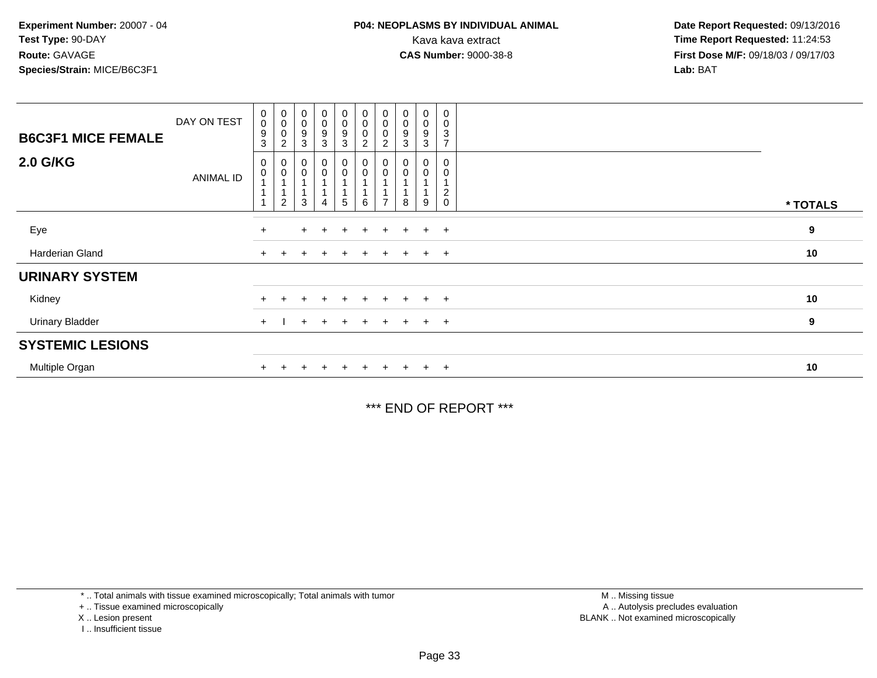**Experiment Number:** 20007 - 04
**Test Type:** 90-DAY
**Route:** GAVAGE
**Species/Strain:** MICE/B6C3F1

**P04: NEOPLASMS BY INDIVIDUAL ANIMAL**
Kava kava extract
**CAS Number:** 9000-38-8

**Date Report Requested:** 09/13/2016
**Time Report Requested:** 11:24:53
**First Dose M/F:** 09/18/03 / 09/17/03
**Lab:** BAT

| **B6C3F1 MICE FEMALE** DAY ON TEST | 0093 | 0002 | 0093 | 0093 | 0093 | 0002 | 0002 | 0093 | 0093 | 0037 | |
|---|---|---|---|---|---|---|---|---|---|---|---|
| **2.0 G/KG** ANIMAL ID | 00111 | 00112 | 00113 | 00114 | 00115 | 00116 | 00117 | 00118 | 00119 | 00120 | *** TOTALS** |
| Eye | + | | + | + | + | + | + | + | + | + | **9** |
| Harderian Gland | + | + | + | + | + | + | + | + | + | + | **10** |
| **URINARY SYSTEM** | | | | | | | | | | | |
| Kidney | + | + | + | + | + | + | + | + | + | + | **10** |
| Urinary Bladder | + | I | + | + | + | + | + | + | + | + | **9** |
| **SYSTEMIC LESIONS** | | | | | | | | | | | |
| Multiple Organ | + | + | + | + | + | + | + | + | + | + | **10** |

*** END OF REPORT ***

* .. Total animals with tissue examined microscopically; Total animals with tumor
+ .. Tissue examined microscopically
X .. Lesion present
I .. Insufficient tissue

M .. Missing tissue
A .. Autolysis precludes evaluation
BLANK .. Not examined microscopically